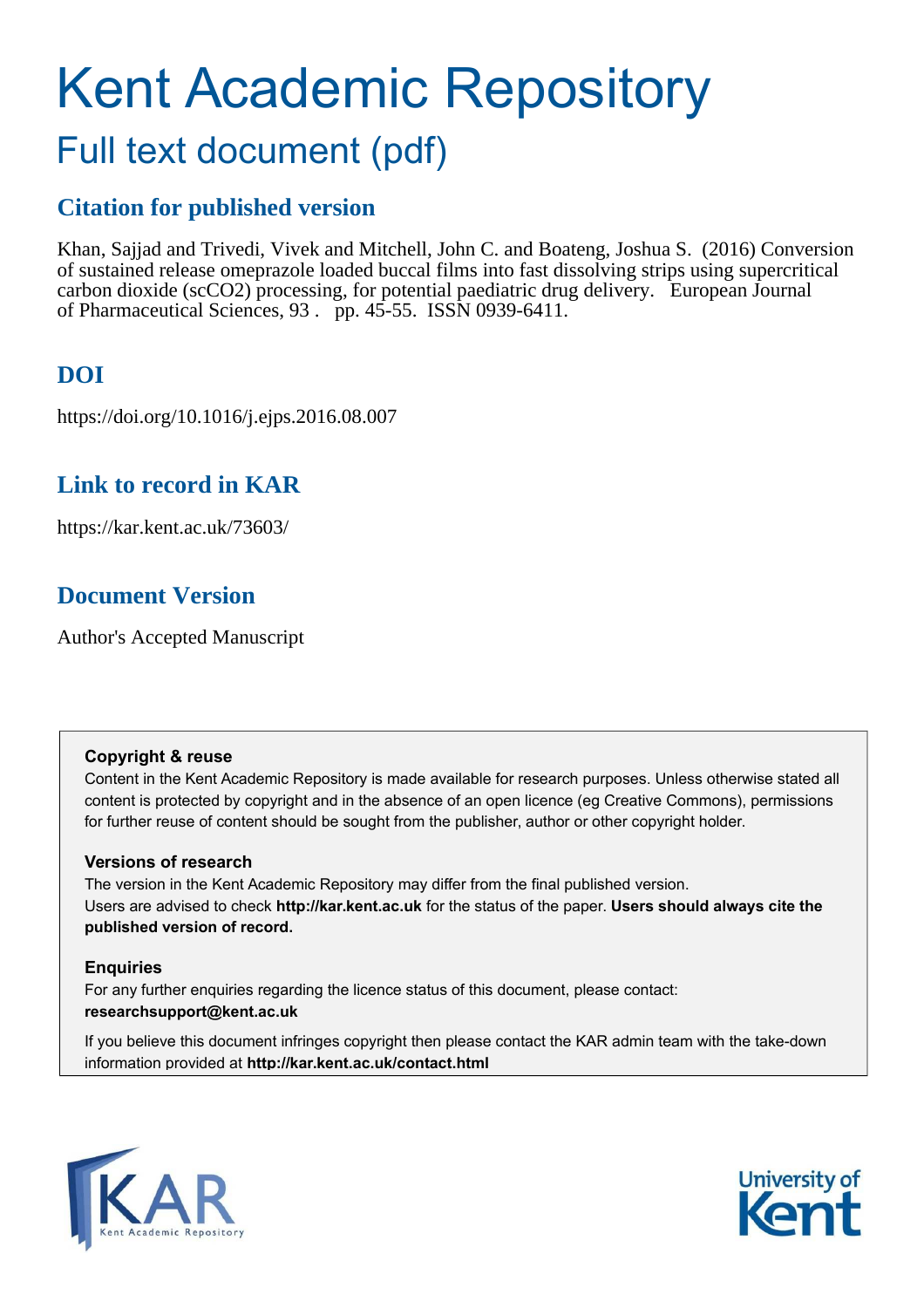# Kent Academic Repository

## Full text document (pdf)

## Citation for published version

Khan, Sajjad and Trivedi, Vivek and Mitchell, John C. and Boateng, Joshua S. (2016) Conversion of sustained release omeprazole loaded buccal films into fast dissolving strips using supercritical carbon dioxide (scCO2) processing, for potential paediatric drug delivery. European Journal of Pharmaceutical Sciences, 93 . pp. 45-55. ISSN 0939-6411.

## DOI

https://doi.org/10.1016/j.ejps.2016.08.007

## Link to record in KAR

https://kar.kent.ac.uk/73603/

## Document Version

Author's Accepted Manuscript

**Copyright & reuse**

Content in the Kent Academic Repository is made available for research purposes. Unless otherwise stated all content is protected by copyright and in the absence of an open licence (eg Creative Commons), permissions for further reuse of content should be sought from the publisher, author or other copyright holder.

**Versions of research**

The version in the Kent Academic Repository may differ from the final published version. Users are advised to check **http://kar.kent.ac.uk** for the status of the paper. **Users should always cite the published version of record.**

**Enquiries**

For any further enquiries regarding the licence status of this document, please contact: **researchsupport@kent.ac.uk**

If you believe this document infringes copyright then please contact the KAR admin team with the take-down information provided at **http://kar.kent.ac.uk/contact.html**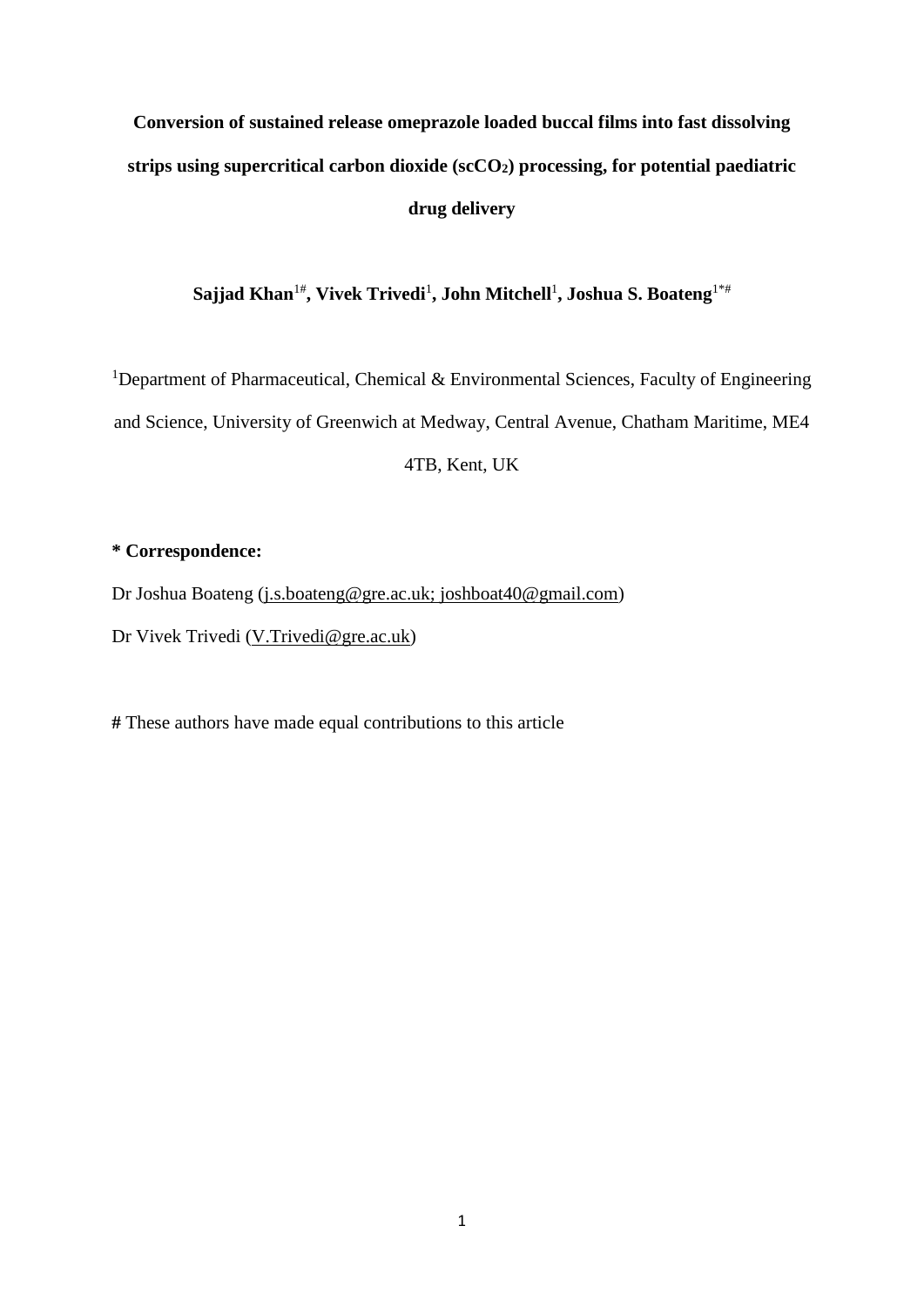# Conversion of sustained release omeprazole loaded buccal films into fast dissolving strips using supercritical carbon dioxide ($scCO_2$) processing, for potential paediatric drug delivery

**Sajjad Khan**[1#]**, Vivek Trivedi**[1]**, John Mitchell**[1]**, Joshua S. Boateng**[1*#]

[1]Department of Pharmaceutical, Chemical & Environmental Sciences, Faculty of Engineering and Science, University of Greenwich at Medway, Central Avenue, Chatham Maritime, ME4 4TB, Kent, UK

**\* Correspondence:**

Dr Joshua Boateng (j.s.boateng@gre.ac.uk; joshboat40@gmail.com)

Dr Vivek Trivedi (V.Trivedi@gre.ac.uk)

**#** These authors have made equal contributions to this article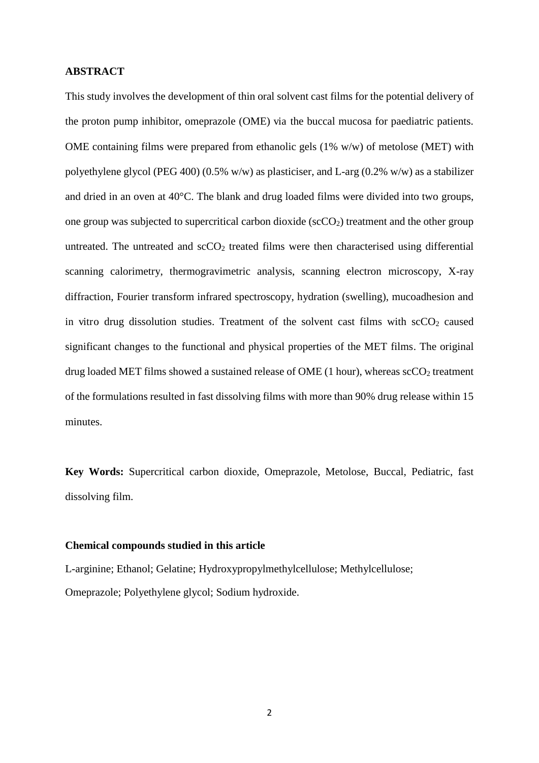**ABSTRACT**

This study involves the development of thin oral solvent cast films for the potential delivery of the proton pump inhibitor, omeprazole (OME) via the buccal mucosa for paediatric patients. OME containing films were prepared from ethanolic gels (1% w/w) of metolose (MET) with polyethylene glycol (PEG 400) (0.5% w/w) as plasticiser, and L-arg (0.2% w/w) as a stabilizer and dried in an oven at 40°C. The blank and drug loaded films were divided into two groups, one group was subjected to supercritical carbon dioxide ($scCO_2$) treatment and the other group untreated. The untreated and $scCO_2$ treated films were then characterised using differential scanning calorimetry, thermogravimetric analysis, scanning electron microscopy, X-ray diffraction, Fourier transform infrared spectroscopy, hydration (swelling), mucoadhesion and in vitro drug dissolution studies. Treatment of the solvent cast films with $scCO_2$ caused significant changes to the functional and physical properties of the MET films. The original drug loaded MET films showed a sustained release of OME (1 hour), whereas $scCO_2$ treatment of the formulations resulted in fast dissolving films with more than 90% drug release within 15 minutes.

**Key Words:** Supercritical carbon dioxide, Omeprazole, Metolose, Buccal, Pediatric, fast dissolving film.

**Chemical compounds studied in this article**

L-arginine; Ethanol; Gelatine; Hydroxypropylmethylcellulose; Methylcellulose; Omeprazole; Polyethylene glycol; Sodium hydroxide.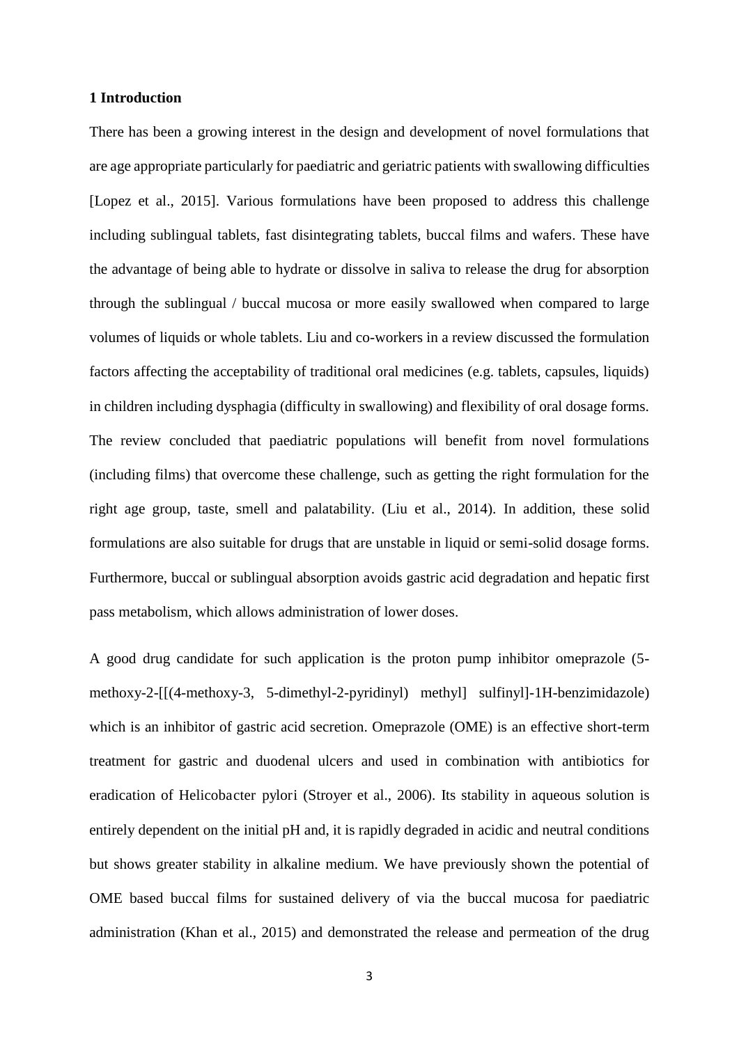**1 Introduction**

There has been a growing interest in the design and development of novel formulations that are age appropriate particularly for paediatric and geriatric patients with swallowing difficulties [Lopez et al., 2015]. Various formulations have been proposed to address this challenge including sublingual tablets, fast disintegrating tablets, buccal films and wafers. These have the advantage of being able to hydrate or dissolve in saliva to release the drug for absorption through the sublingual / buccal mucosa or more easily swallowed when compared to large volumes of liquids or whole tablets. Liu and co-workers in a review discussed the formulation factors affecting the acceptability of traditional oral medicines (e.g. tablets, capsules, liquids) in children including dysphagia (difficulty in swallowing) and flexibility of oral dosage forms. The review concluded that paediatric populations will benefit from novel formulations (including films) that overcome these challenge, such as getting the right formulation for the right age group, taste, smell and palatability. (Liu et al., 2014). In addition, these solid formulations are also suitable for drugs that are unstable in liquid or semi-solid dosage forms. Furthermore, buccal or sublingual absorption avoids gastric acid degradation and hepatic first pass metabolism, which allows administration of lower doses.

A good drug candidate for such application is the proton pump inhibitor omeprazole (5-methoxy-2-[[(4-methoxy-3, 5-dimethyl-2-pyridinyl) methyl] sulfinyl]-1H-benzimidazole) which is an inhibitor of gastric acid secretion. Omeprazole (OME) is an effective short-term treatment for gastric and duodenal ulcers and used in combination with antibiotics for eradication of Helicobacter pylori (Stroyer et al., 2006). Its stability in aqueous solution is entirely dependent on the initial pH and, it is rapidly degraded in acidic and neutral conditions but shows greater stability in alkaline medium. We have previously shown the potential of OME based buccal films for sustained delivery of via the buccal mucosa for paediatric administration (Khan et al., 2015) and demonstrated the release and permeation of the drug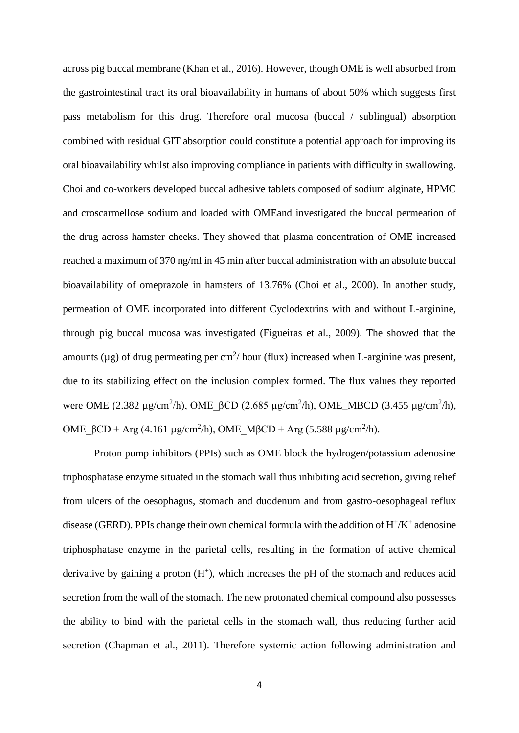across pig buccal membrane (Khan et al., 2016). However, though OME is well absorbed from the gastrointestinal tract its oral bioavailability in humans of about 50% which suggests first pass metabolism for this drug. Therefore oral mucosa (buccal / sublingual) absorption combined with residual GIT absorption could constitute a potential approach for improving its oral bioavailability whilst also improving compliance in patients with difficulty in swallowing. Choi and co-workers developed buccal adhesive tablets composed of sodium alginate, HPMC and croscarmellose sodium and loaded with OMEand investigated the buccal permeation of the drug across hamster cheeks. They showed that plasma concentration of OME increased reached a maximum of 370 ng/ml in 45 min after buccal administration with an absolute buccal bioavailability of omeprazole in hamsters of 13.76% (Choi et al., 2000). In another study, permeation of OME incorporated into different Cyclodextrins with and without L-arginine, through pig buccal mucosa was investigated (Figueiras et al., 2009). The showed that the amounts (µg) of drug permeating per $cm^2$/ hour (flux) increased when L-arginine was present, due to its stabilizing effect on the inclusion complex formed. The flux values they reported were OME (2.382 µg/$cm^2$/h), OME_βCD (2.685 µg/$cm^2$/h), OME_MBCD (3.455 µg/$cm^2$/h), OME_βCD + Arg (4.161 µg/$cm^2$/h), OME_MβCD + Arg (5.588 µg/$cm^2$/h).

Proton pump inhibitors (PPIs) such as OME block the hydrogen/potassium adenosine triphosphatase enzyme situated in the stomach wall thus inhibiting acid secretion, giving relief from ulcers of the oesophagus, stomach and duodenum and from gastro-oesophageal reflux disease (GERD). PPIs change their own chemical formula with the addition of $H^+/K^+$ adenosine triphosphatase enzyme in the parietal cells, resulting in the formation of active chemical derivative by gaining a proton ($H^+$), which increases the pH of the stomach and reduces acid secretion from the wall of the stomach. The new protonated chemical compound also possesses the ability to bind with the parietal cells in the stomach wall, thus reducing further acid secretion (Chapman et al., 2011). Therefore systemic action following administration and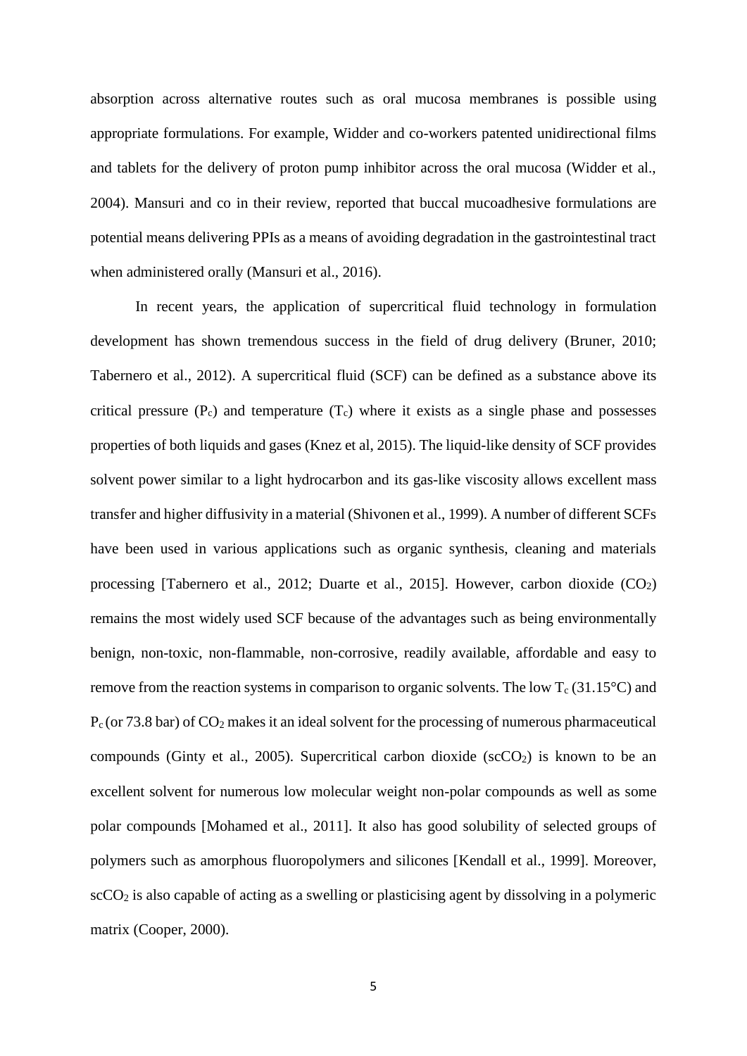absorption across alternative routes such as oral mucosa membranes is possible using appropriate formulations. For example, Widder and co-workers patented unidirectional films and tablets for the delivery of proton pump inhibitor across the oral mucosa (Widder et al., 2004). Mansuri and co in their review, reported that buccal mucoadhesive formulations are potential means delivering PPIs as a means of avoiding degradation in the gastrointestinal tract when administered orally (Mansuri et al., 2016).

In recent years, the application of supercritical fluid technology in formulation development has shown tremendous success in the field of drug delivery (Bruner, 2010; Tabernero et al., 2012). A supercritical fluid (SCF) can be defined as a substance above its critical pressure ($P_c$) and temperature ($T_c$) where it exists as a single phase and possesses properties of both liquids and gases (Knez et al, 2015). The liquid-like density of SCF provides solvent power similar to a light hydrocarbon and its gas-like viscosity allows excellent mass transfer and higher diffusivity in a material (Shivonen et al., 1999). A number of different SCFs have been used in various applications such as organic synthesis, cleaning and materials processing [Tabernero et al., 2012; Duarte et al., 2015]. However, carbon dioxide ($CO_2$) remains the most widely used SCF because of the advantages such as being environmentally benign, non-toxic, non-flammable, non-corrosive, readily available, affordable and easy to remove from the reaction systems in comparison to organic solvents. The low $T_c$ (31.15°C) and $P_c$ (or 73.8 bar) of $CO_2$ makes it an ideal solvent for the processing of numerous pharmaceutical compounds (Ginty et al., 2005). Supercritical carbon dioxide ($scCO_2$) is known to be an excellent solvent for numerous low molecular weight non-polar compounds as well as some polar compounds [Mohamed et al., 2011]. It also has good solubility of selected groups of polymers such as amorphous fluoropolymers and silicones [Kendall et al., 1999]. Moreover, $scCO_2$ is also capable of acting as a swelling or plasticising agent by dissolving in a polymeric matrix (Cooper, 2000).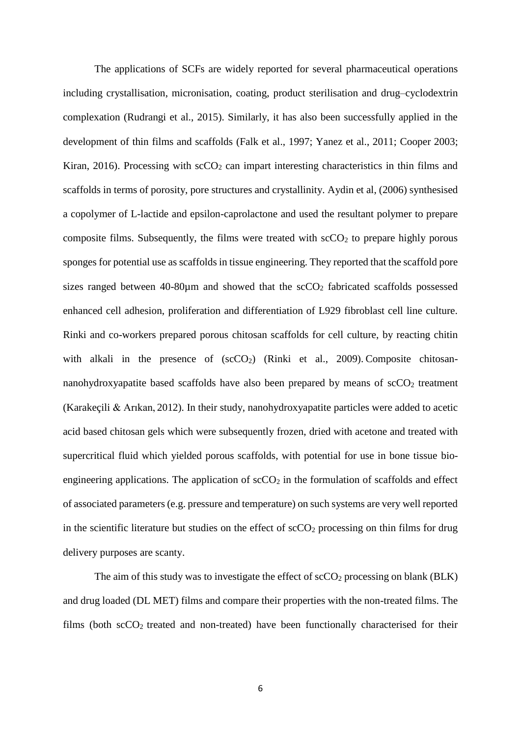The applications of SCFs are widely reported for several pharmaceutical operations including crystallisation, micronisation, coating, product sterilisation and drug–cyclodextrin complexation (Rudrangi et al., 2015). Similarly, it has also been successfully applied in the development of thin films and scaffolds (Falk et al., 1997; Yanez et al., 2011; Cooper 2003; Kiran, 2016). Processing with $scCO_2$ can impart interesting characteristics in thin films and scaffolds in terms of porosity, pore structures and crystallinity. Aydin et al, (2006) synthesised a copolymer of L-lactide and epsilon-caprolactone and used the resultant polymer to prepare composite films. Subsequently, the films were treated with $scCO_2$ to prepare highly porous sponges for potential use as scaffolds in tissue engineering. They reported that the scaffold pore sizes ranged between 40-80µm and showed that the $scCO_2$ fabricated scaffolds possessed enhanced cell adhesion, proliferation and differentiation of L929 fibroblast cell line culture. Rinki and co-workers prepared porous chitosan scaffolds for cell culture, by reacting chitin with alkali in the presence of ($scCO_2$) (Rinki et al., 2009). Composite chitosan-nanohydroxyapatite based scaffolds have also been prepared by means of $scCO_2$ treatment (Karakeçili & Arıkan, 2012). In their study, nanohydroxyapatite particles were added to acetic acid based chitosan gels which were subsequently frozen, dried with acetone and treated with supercritical fluid which yielded porous scaffolds, with potential for use in bone tissue bio-engineering applications. The application of $scCO_2$ in the formulation of scaffolds and effect of associated parameters (e.g. pressure and temperature) on such systems are very well reported in the scientific literature but studies on the effect of $scCO_2$ processing on thin films for drug delivery purposes are scanty.

The aim of this study was to investigate the effect of $scCO_2$ processing on blank (BLK) and drug loaded (DL MET) films and compare their properties with the non-treated films. The films (both $scCO_2$ treated and non-treated) have been functionally characterised for their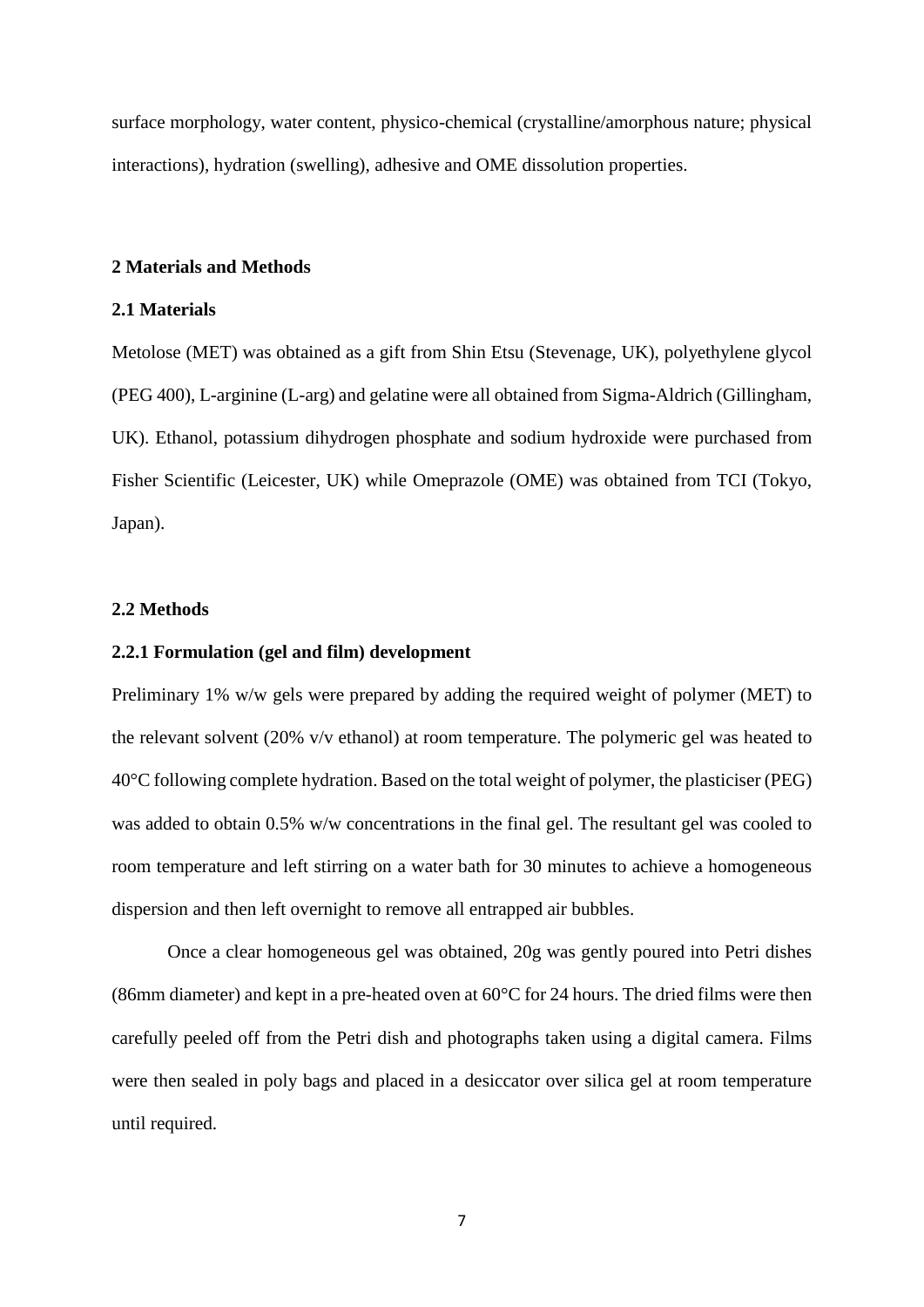surface morphology, water content, physico-chemical (crystalline/amorphous nature; physical interactions), hydration (swelling), adhesive and OME dissolution properties.

## 2 Materials and Methods

### 2.1 Materials

Metolose (MET) was obtained as a gift from Shin Etsu (Stevenage, UK), polyethylene glycol (PEG 400), L-arginine (L-arg) and gelatine were all obtained from Sigma-Aldrich (Gillingham, UK). Ethanol, potassium dihydrogen phosphate and sodium hydroxide were purchased from Fisher Scientific (Leicester, UK) while Omeprazole (OME) was obtained from TCI (Tokyo, Japan).

### 2.2 Methods

#### 2.2.1 Formulation (gel and film) development

Preliminary 1% w/w gels were prepared by adding the required weight of polymer (MET) to the relevant solvent (20% v/v ethanol) at room temperature. The polymeric gel was heated to 40°C following complete hydration. Based on the total weight of polymer, the plasticiser (PEG) was added to obtain 0.5% w/w concentrations in the final gel. The resultant gel was cooled to room temperature and left stirring on a water bath for 30 minutes to achieve a homogeneous dispersion and then left overnight to remove all entrapped air bubbles.

Once a clear homogeneous gel was obtained, 20g was gently poured into Petri dishes (86mm diameter) and kept in a pre-heated oven at 60°C for 24 hours. The dried films were then carefully peeled off from the Petri dish and photographs taken using a digital camera. Films were then sealed in poly bags and placed in a desiccator over silica gel at room temperature until required.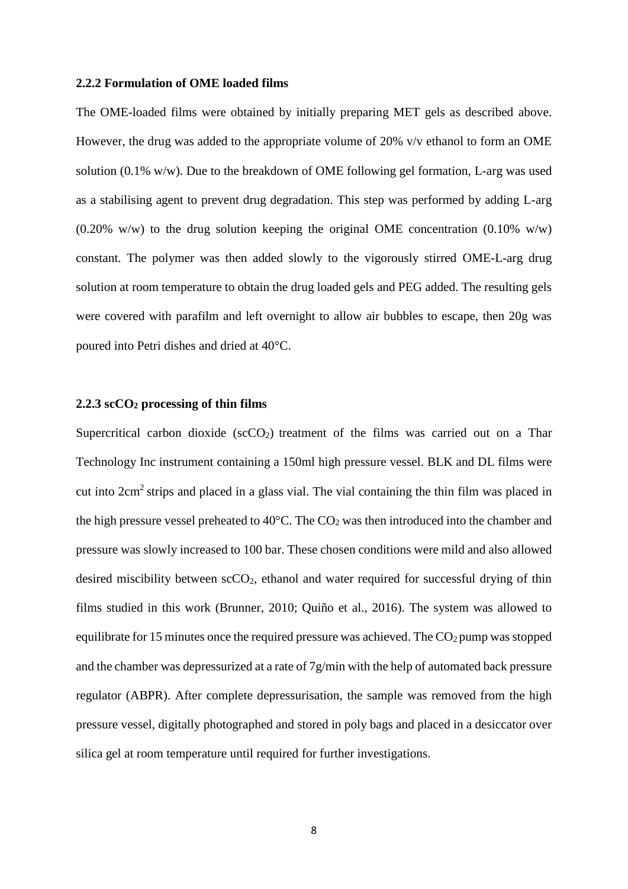### 2.2.2 Formulation of OME loaded films

The OME-loaded films were obtained by initially preparing MET gels as described above. However, the drug was added to the appropriate volume of 20% v/v ethanol to form an OME solution (0.1% w/w). Due to the breakdown of OME following gel formation, L-arg was used as a stabilising agent to prevent drug degradation. This step was performed by adding L-arg (0.20% w/w) to the drug solution keeping the original OME concentration (0.10% w/w) constant. The polymer was then added slowly to the vigorously stirred OME-L-arg drug solution at room temperature to obtain the drug loaded gels and PEG added. The resulting gels were covered with parafilm and left overnight to allow air bubbles to escape, then 20g was poured into Petri dishes and dried at 40°C.

### 2.2.3 sc$CO_2$ processing of thin films

Supercritical carbon dioxide (sc$CO_2$) treatment of the films was carried out on a Thar Technology Inc instrument containing a 150ml high pressure vessel. BLK and DL films were cut into 2cm$^2$ strips and placed in a glass vial. The vial containing the thin film was placed in the high pressure vessel preheated to 40°C. The $CO_2$ was then introduced into the chamber and pressure was slowly increased to 100 bar. These chosen conditions were mild and also allowed desired miscibility between sc$CO_2$, ethanol and water required for successful drying of thin films studied in this work (Brunner, 2010; Quiño et al., 2016). The system was allowed to equilibrate for 15 minutes once the required pressure was achieved. The $CO_2$ pump was stopped and the chamber was depressurized at a rate of 7g/min with the help of automated back pressure regulator (ABPR). After complete depressurisation, the sample was removed from the high pressure vessel, digitally photographed and stored in poly bags and placed in a desiccator over silica gel at room temperature until required for further investigations.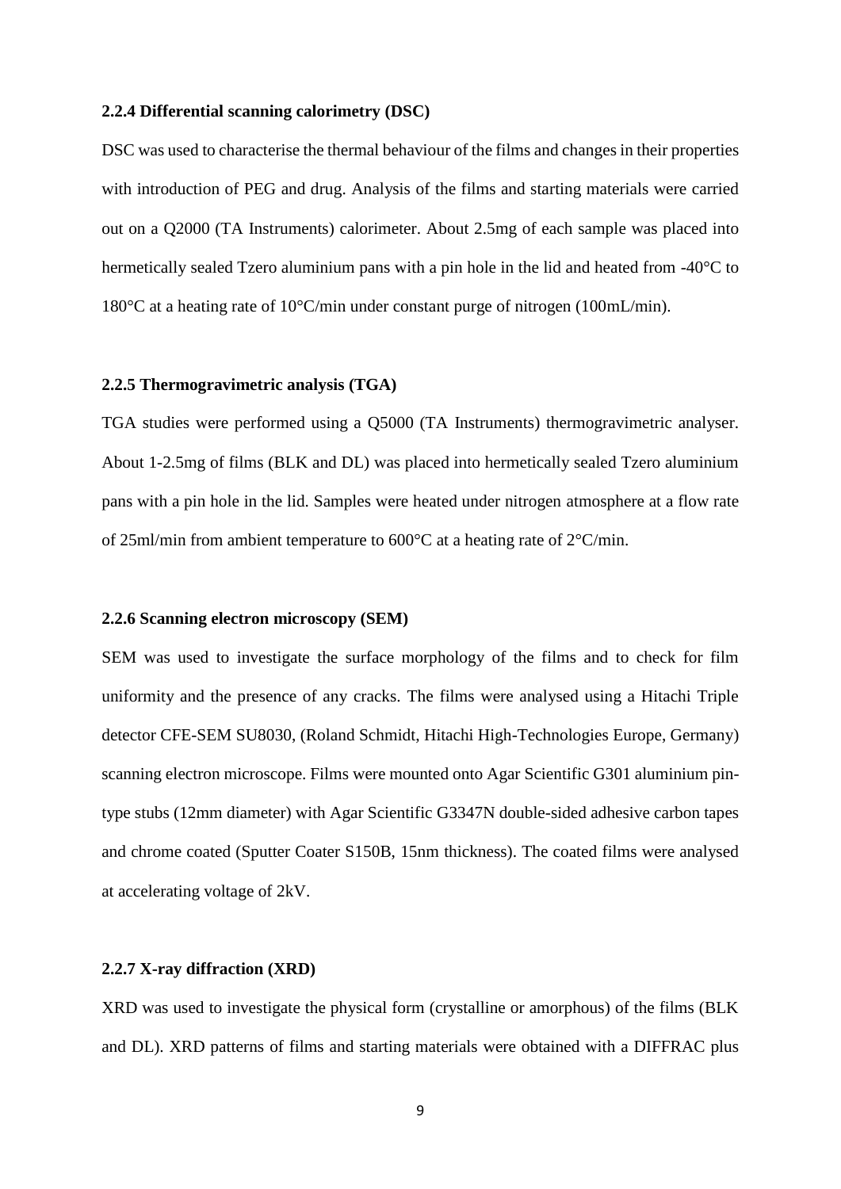#### 2.2.4 Differential scanning calorimetry (DSC)

DSC was used to characterise the thermal behaviour of the films and changes in their properties with introduction of PEG and drug. Analysis of the films and starting materials were carried out on a Q2000 (TA Instruments) calorimeter. About 2.5mg of each sample was placed into hermetically sealed Tzero aluminium pans with a pin hole in the lid and heated from -40°C to 180°C at a heating rate of 10°C/min under constant purge of nitrogen (100mL/min).

#### 2.2.5 Thermogravimetric analysis (TGA)

TGA studies were performed using a Q5000 (TA Instruments) thermogravimetric analyser. About 1-2.5mg of films (BLK and DL) was placed into hermetically sealed Tzero aluminium pans with a pin hole in the lid. Samples were heated under nitrogen atmosphere at a flow rate of 25ml/min from ambient temperature to 600°C at a heating rate of 2°C/min.

#### 2.2.6 Scanning electron microscopy (SEM)

SEM was used to investigate the surface morphology of the films and to check for film uniformity and the presence of any cracks. The films were analysed using a Hitachi Triple detector CFE-SEM SU8030, (Roland Schmidt, Hitachi High-Technologies Europe, Germany) scanning electron microscope. Films were mounted onto Agar Scientific G301 aluminium pin-type stubs (12mm diameter) with Agar Scientific G3347N double-sided adhesive carbon tapes and chrome coated (Sputter Coater S150B, 15nm thickness). The coated films were analysed at accelerating voltage of 2kV.

#### 2.2.7 X-ray diffraction (XRD)

XRD was used to investigate the physical form (crystalline or amorphous) of the films (BLK and DL). XRD patterns of films and starting materials were obtained with a DIFFRAC plus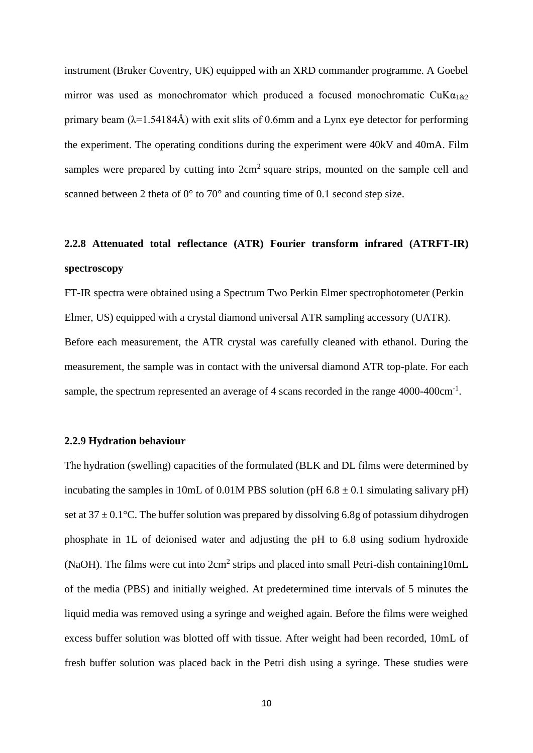instrument (Bruker Coventry, UK) equipped with an XRD commander programme. A Goebel mirror was used as monochromator which produced a focused monochromatic CuK$\alpha_{1\&2}$ primary beam ($\lambda$=1.54184Å) with exit slits of 0.6mm and a Lynx eye detector for performing the experiment. The operating conditions during the experiment were 40kV and 40mA. Film samples were prepared by cutting into 2cm$^2$ square strips, mounted on the sample cell and scanned between 2 theta of 0° to 70° and counting time of 0.1 second step size.

### 2.2.8 Attenuated total reflectance (ATR) Fourier transform infrared (ATRFT-IR) spectroscopy

FT-IR spectra were obtained using a Spectrum Two Perkin Elmer spectrophotometer (Perkin Elmer, US) equipped with a crystal diamond universal ATR sampling accessory (UATR). Before each measurement, the ATR crystal was carefully cleaned with ethanol. During the measurement, the sample was in contact with the universal diamond ATR top-plate. For each sample, the spectrum represented an average of 4 scans recorded in the range 4000-400cm$^{-1}$.

### 2.2.9 Hydration behaviour

The hydration (swelling) capacities of the formulated (BLK and DL films were determined by incubating the samples in 10mL of 0.01M PBS solution (pH 6.8 ± 0.1 simulating salivary pH) set at 37 ± 0.1°C. The buffer solution was prepared by dissolving 6.8g of potassium dihydrogen phosphate in 1L of deionised water and adjusting the pH to 6.8 using sodium hydroxide (NaOH). The films were cut into 2cm$^2$ strips and placed into small Petri-dish containing10mL of the media (PBS) and initially weighed. At predetermined time intervals of 5 minutes the liquid media was removed using a syringe and weighed again. Before the films were weighed excess buffer solution was blotted off with tissue. After weight had been recorded, 10mL of fresh buffer solution was placed back in the Petri dish using a syringe. These studies were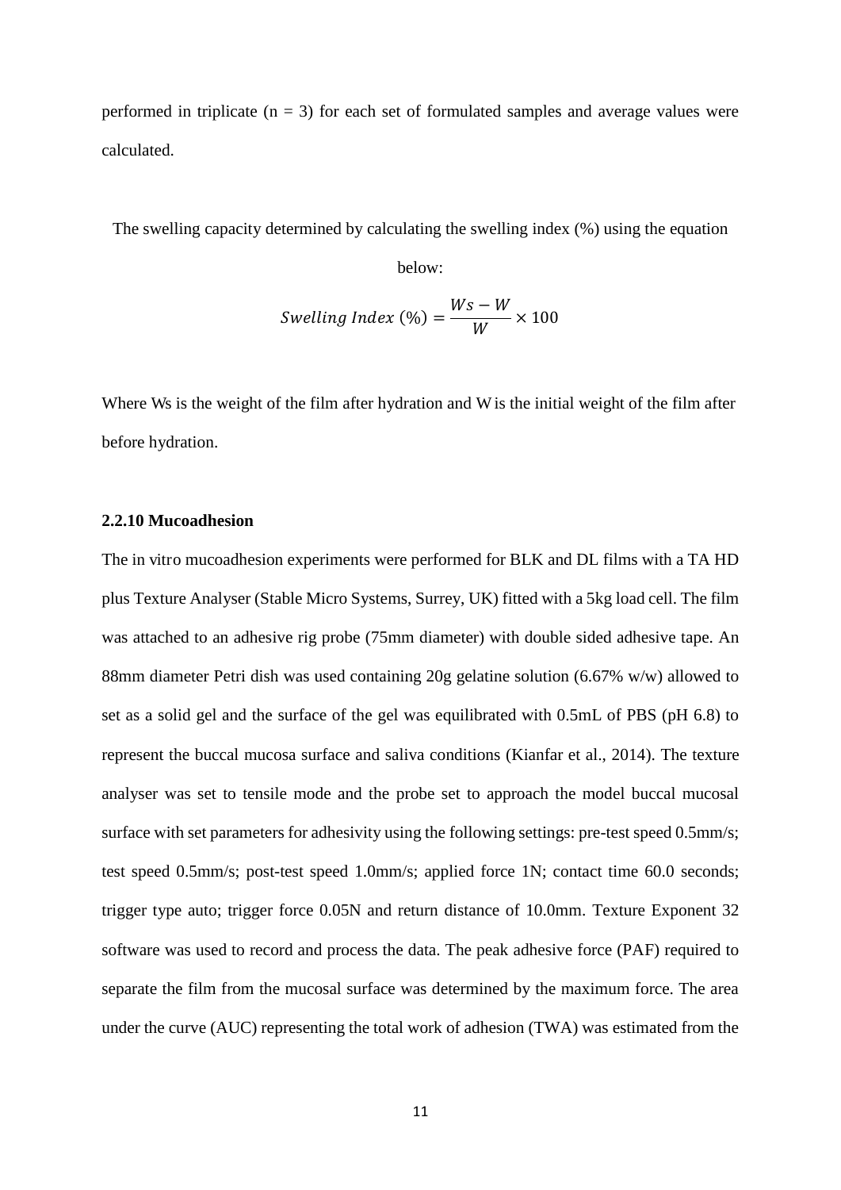performed in triplicate ($n = 3$) for each set of formulated samples and average values were calculated.

The swelling capacity determined by calculating the swelling index (%) using the equation below:

$$Swelling\ Index\ (\%) = \frac{Ws - W}{W} \times 100$$

Where Ws is the weight of the film after hydration and W is the initial weight of the film after before hydration.

#### 2.2.10 Mucoadhesion

The in vitro mucoadhesion experiments were performed for BLK and DL films with a TA HD plus Texture Analyser (Stable Micro Systems, Surrey, UK) fitted with a 5kg load cell. The film was attached to an adhesive rig probe (75mm diameter) with double sided adhesive tape. An 88mm diameter Petri dish was used containing 20g gelatine solution (6.67% w/w) allowed to set as a solid gel and the surface of the gel was equilibrated with 0.5mL of PBS (pH 6.8) to represent the buccal mucosa surface and saliva conditions (Kianfar et al., 2014). The texture analyser was set to tensile mode and the probe set to approach the model buccal mucosal surface with set parameters for adhesivity using the following settings: pre-test speed 0.5mm/s; test speed 0.5mm/s; post-test speed 1.0mm/s; applied force 1N; contact time 60.0 seconds; trigger type auto; trigger force 0.05N and return distance of 10.0mm. Texture Exponent 32 software was used to record and process the data. The peak adhesive force (PAF) required to separate the film from the mucosal surface was determined by the maximum force. The area under the curve (AUC) representing the total work of adhesion (TWA) was estimated from the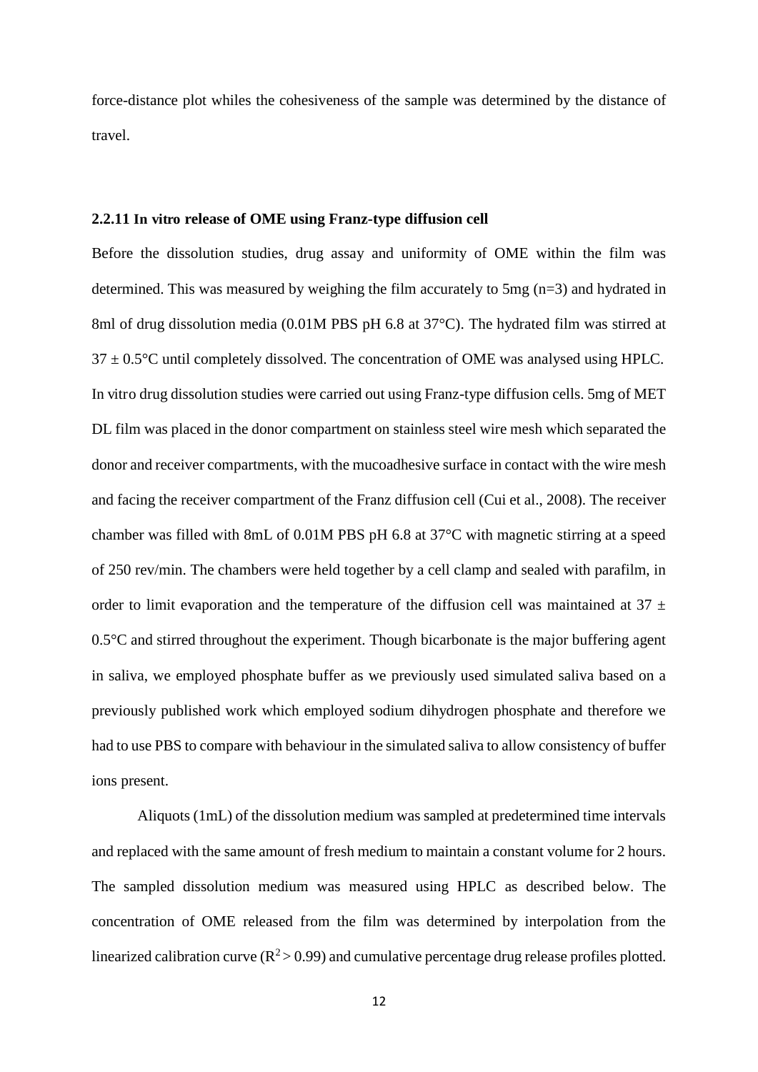force-distance plot whiles the cohesiveness of the sample was determined by the distance of travel.

### 2.2.11 In vitro release of OME using Franz-type diffusion cell

Before the dissolution studies, drug assay and uniformity of OME within the film was determined. This was measured by weighing the film accurately to 5mg (n=3) and hydrated in 8ml of drug dissolution media (0.01M PBS pH 6.8 at 37°C). The hydrated film was stirred at 37 ± 0.5°C until completely dissolved. The concentration of OME was analysed using HPLC. In vitro drug dissolution studies were carried out using Franz-type diffusion cells. 5mg of MET DL film was placed in the donor compartment on stainless steel wire mesh which separated the donor and receiver compartments, with the mucoadhesive surface in contact with the wire mesh and facing the receiver compartment of the Franz diffusion cell (Cui et al., 2008). The receiver chamber was filled with 8mL of 0.01M PBS pH 6.8 at 37°C with magnetic stirring at a speed of 250 rev/min. The chambers were held together by a cell clamp and sealed with parafilm, in order to limit evaporation and the temperature of the diffusion cell was maintained at 37 ± 0.5°C and stirred throughout the experiment. Though bicarbonate is the major buffering agent in saliva, we employed phosphate buffer as we previously used simulated saliva based on a previously published work which employed sodium dihydrogen phosphate and therefore we had to use PBS to compare with behaviour in the simulated saliva to allow consistency of buffer ions present.

Aliquots (1mL) of the dissolution medium was sampled at predetermined time intervals and replaced with the same amount of fresh medium to maintain a constant volume for 2 hours. The sampled dissolution medium was measured using HPLC as described below. The concentration of OME released from the film was determined by interpolation from the linearized calibration curve ($R^2 > 0.99$) and cumulative percentage drug release profiles plotted.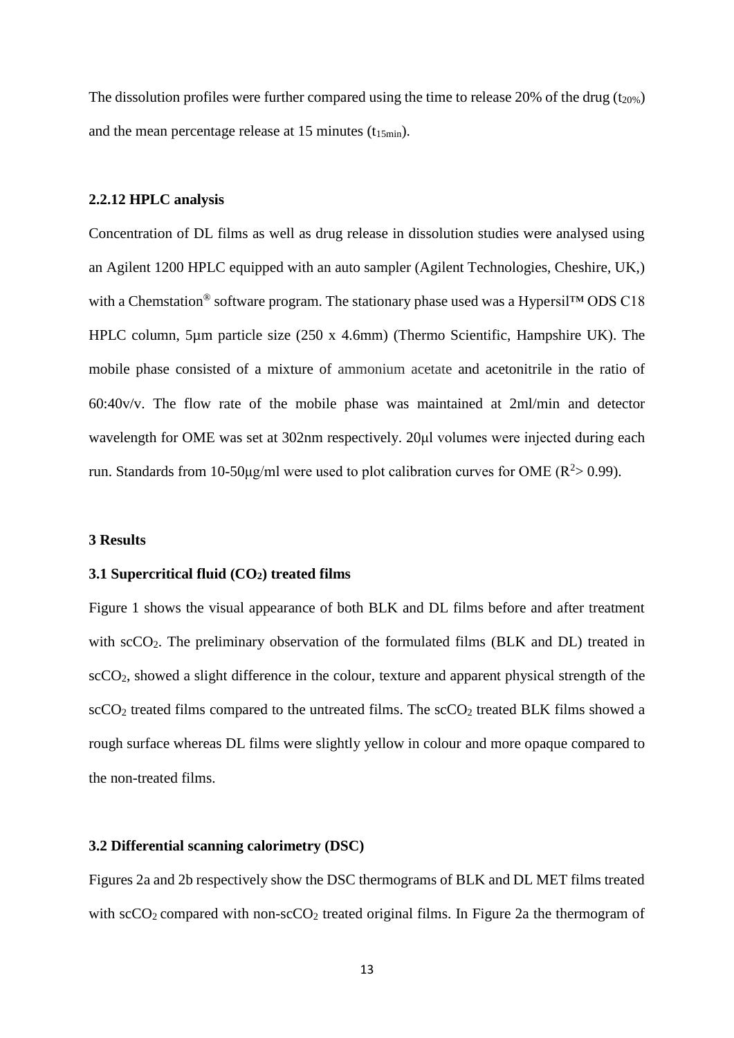The dissolution profiles were further compared using the time to release 20% of the drug ($t_{20\%}$) and the mean percentage release at 15 minutes ($t_{15min}$).

### 2.2.12 HPLC analysis

Concentration of DL films as well as drug release in dissolution studies were analysed using an Agilent 1200 HPLC equipped with an auto sampler (Agilent Technologies, Cheshire, UK,) with a Chemstation® software program. The stationary phase used was a Hypersil™ ODS C18 HPLC column, 5µm particle size (250 x 4.6mm) (Thermo Scientific, Hampshire UK). The mobile phase consisted of a mixture of ammonium acetate and acetonitrile in the ratio of 60:40v/v. The flow rate of the mobile phase was maintained at 2ml/min and detector wavelength for OME was set at 302nm respectively. 20µl volumes were injected during each run. Standards from 10-50µg/ml were used to plot calibration curves for OME ($R^2$> 0.99).

## 3 Results

### 3.1 Supercritical fluid ($CO_2$) treated films

Figure 1 shows the visual appearance of both BLK and DL films before and after treatment with $scCO_2$. The preliminary observation of the formulated films (BLK and DL) treated in $scCO_2$, showed a slight difference in the colour, texture and apparent physical strength of the $scCO_2$ treated films compared to the untreated films. The $scCO_2$ treated BLK films showed a rough surface whereas DL films were slightly yellow in colour and more opaque compared to the non-treated films.

### 3.2 Differential scanning calorimetry (DSC)

Figures 2a and 2b respectively show the DSC thermograms of BLK and DL MET films treated with $scCO_2$ compared with non-$scCO_2$ treated original films. In Figure 2a the thermogram of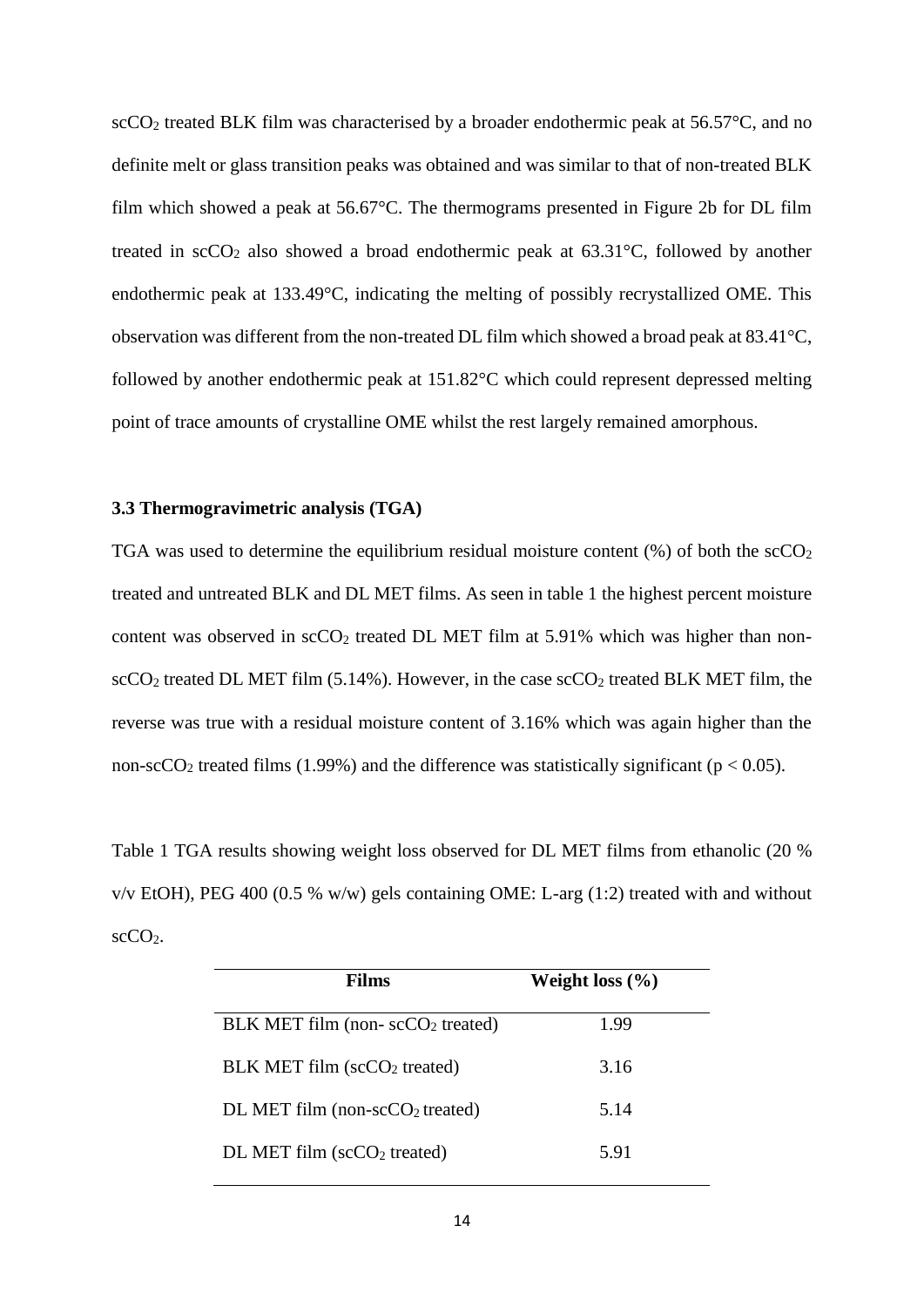$scCO_2$ treated BLK film was characterised by a broader endothermic peak at 56.57°C, and no definite melt or glass transition peaks was obtained and was similar to that of non-treated BLK film which showed a peak at 56.67°C. The thermograms presented in Figure 2b for DL film treated in $scCO_2$ also showed a broad endothermic peak at 63.31°C, followed by another endothermic peak at 133.49°C, indicating the melting of possibly recrystallized OME. This observation was different from the non-treated DL film which showed a broad peak at 83.41°C, followed by another endothermic peak at 151.82°C which could represent depressed melting point of trace amounts of crystalline OME whilst the rest largely remained amorphous.

### 3.3 Thermogravimetric analysis (TGA)

TGA was used to determine the equilibrium residual moisture content (%) of both the $scCO_2$ treated and untreated BLK and DL MET films. As seen in table 1 the highest percent moisture content was observed in $scCO_2$ treated DL MET film at 5.91% which was higher than non-$scCO_2$ treated DL MET film (5.14%). However, in the case $scCO_2$ treated BLK MET film, the reverse was true with a residual moisture content of 3.16% which was again higher than the non-$scCO_2$ treated films (1.99%) and the difference was statistically significant ($p < 0.05$).

Table 1 TGA results showing weight loss observed for DL MET films from ethanolic (20 % v/v EtOH), PEG 400 (0.5 % w/w) gels containing OME: L-arg (1:2) treated with and without $scCO_2$.

| Films | Weight loss (%) |
|---|---|
| BLK MET film (non- $scCO_2$ treated) | 1.99 |
| BLK MET film ($scCO_2$ treated) | 3.16 |
| DL MET film (non-$scCO_2$ treated) | 5.14 |
| DL MET film ($scCO_2$ treated) | 5.91 |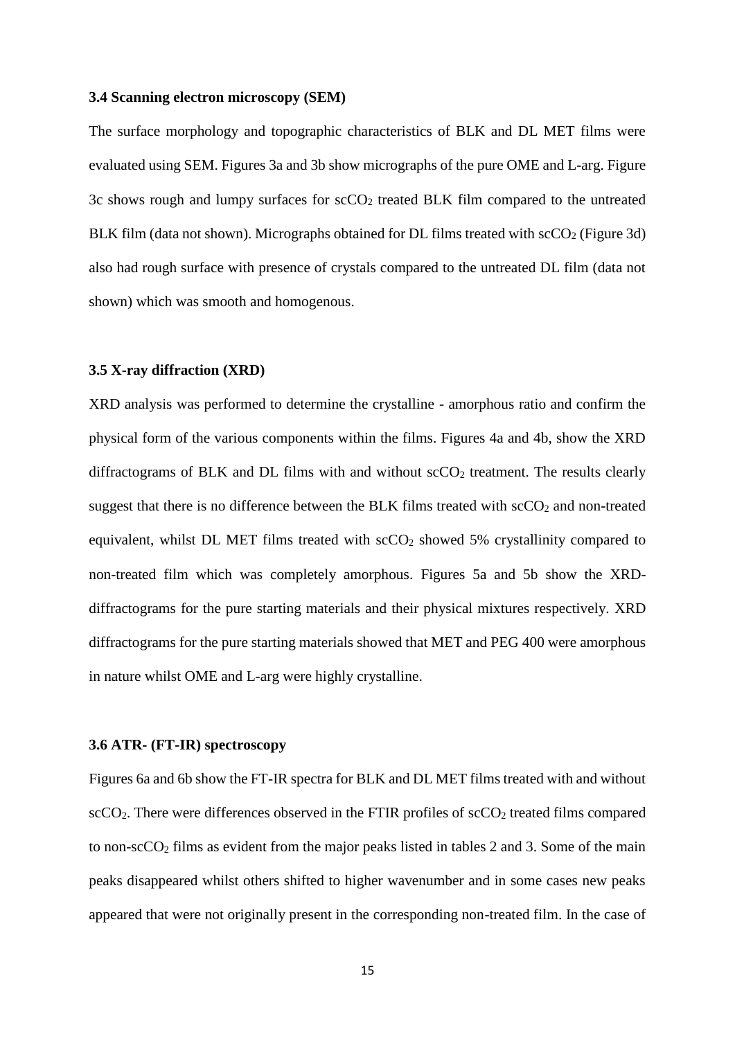### 3.4 Scanning electron microscopy (SEM)

The surface morphology and topographic characteristics of BLK and DL MET films were evaluated using SEM. Figures 3a and 3b show micrographs of the pure OME and L-arg. Figure 3c shows rough and lumpy surfaces for $scCO_2$ treated BLK film compared to the untreated BLK film (data not shown). Micrographs obtained for DL films treated with $scCO_2$ (Figure 3d) also had rough surface with presence of crystals compared to the untreated DL film (data not shown) which was smooth and homogenous.

### 3.5 X-ray diffraction (XRD)

XRD analysis was performed to determine the crystalline - amorphous ratio and confirm the physical form of the various components within the films. Figures 4a and 4b, show the XRD diffractograms of BLK and DL films with and without $scCO_2$ treatment. The results clearly suggest that there is no difference between the BLK films treated with $scCO_2$ and non-treated equivalent, whilst DL MET films treated with $scCO_2$ showed 5% crystallinity compared to non-treated film which was completely amorphous. Figures 5a and 5b show the XRD-diffractograms for the pure starting materials and their physical mixtures respectively. XRD diffractograms for the pure starting materials showed that MET and PEG 400 were amorphous in nature whilst OME and L-arg were highly crystalline.

### 3.6 ATR- (FT-IR) spectroscopy

Figures 6a and 6b show the FT-IR spectra for BLK and DL MET films treated with and without $scCO_2$. There were differences observed in the FTIR profiles of $scCO_2$ treated films compared to non-$scCO_2$ films as evident from the major peaks listed in tables 2 and 3. Some of the main peaks disappeared whilst others shifted to higher wavenumber and in some cases new peaks appeared that were not originally present in the corresponding non-treated film. In the case of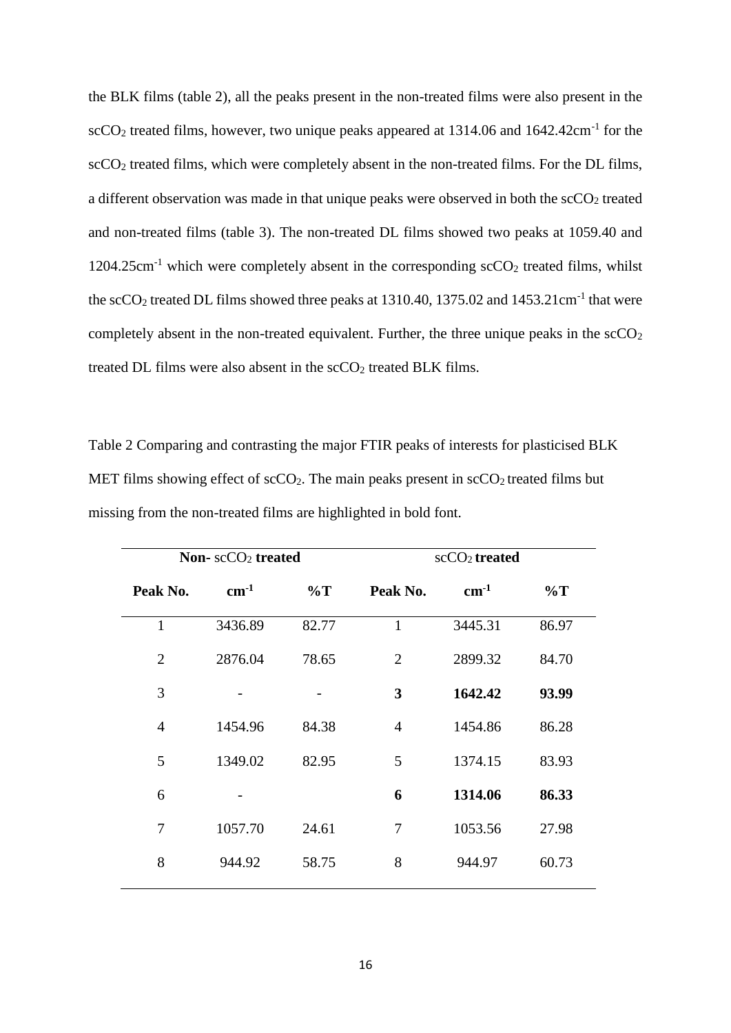the BLK films (table 2), all the peaks present in the non-treated films were also present in the $scCO_2$ treated films, however, two unique peaks appeared at 1314.06 and 1642.42cm$^{-1}$ for the $scCO_2$ treated films, which were completely absent in the non-treated films. For the DL films, a different observation was made in that unique peaks were observed in both the $scCO_2$ treated and non-treated films (table 3). The non-treated DL films showed two peaks at 1059.40 and 1204.25cm$^{-1}$ which were completely absent in the corresponding $scCO_2$ treated films, whilst the $scCO_2$ treated DL films showed three peaks at 1310.40, 1375.02 and 1453.21cm$^{-1}$ that were completely absent in the non-treated equivalent. Further, the three unique peaks in the $scCO_2$ treated DL films were also absent in the $scCO_2$ treated BLK films.

Table 2 Comparing and contrasting the major FTIR peaks of interests for plasticised BLK MET films showing effect of $scCO_2$. The main peaks present in $scCO_2$ treated films but missing from the non-treated films are highlighted in bold font.

| **Non- $scCO_2$ treated** | | | **$scCO_2$ treated** | | |
|---|---|---|---|---|---|
| **Peak No.** | **cm$^{-1}$** | **%T** | **Peak No.** | **cm$^{-1}$** | **%T** |
| 1 | 3436.89 | 82.77 | 1 | 3445.31 | 86.97 |
| 2 | 2876.04 | 78.65 | 2 | 2899.32 | 84.70 |
| 3 | - | - | **3** | **1642.42** | **93.99** |
| 4 | 1454.96 | 84.38 | 4 | 1454.86 | 86.28 |
| 5 | 1349.02 | 82.95 | 5 | 1374.15 | 83.93 |
| 6 | - | | **6** | **1314.06** | **86.33** |
| 7 | 1057.70 | 24.61 | 7 | 1053.56 | 27.98 |
| 8 | 944.92 | 58.75 | 8 | 944.97 | 60.73 |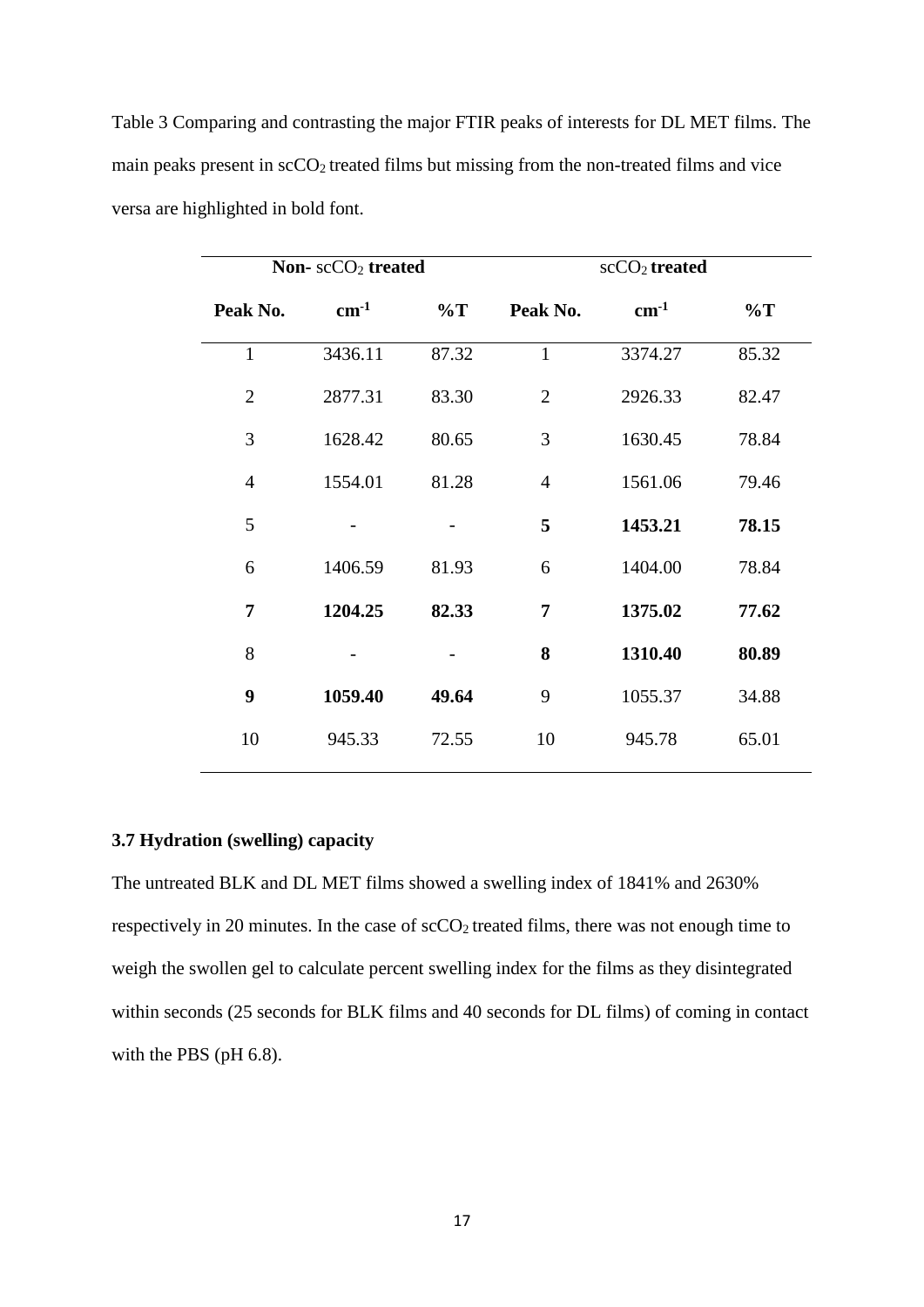Table 3 Comparing and contrasting the major FTIR peaks of interests for DL MET films. The main peaks present in $scCO_2$ treated films but missing from the non-treated films and vice versa are highlighted in bold font.

| **Non-** $scCO_2$ **treated** | | | $scCO_2$ **treated** | | |
|---|---|---|---|---|---|
| **Peak No.** | $\mathbf{cm^{-1}}$ | **%T** | **Peak No.** | $\mathbf{cm^{-1}}$ | **%T** |
| 1 | 3436.11 | 87.32 | 1 | 3374.27 | 85.32 |
| 2 | 2877.31 | 83.30 | 2 | 2926.33 | 82.47 |
| 3 | 1628.42 | 80.65 | 3 | 1630.45 | 78.84 |
| 4 | 1554.01 | 81.28 | 4 | 1561.06 | 79.46 |
| 5 | - | - | **5** | **1453.21** | **78.15** |
| 6 | 1406.59 | 81.93 | 6 | 1404.00 | 78.84 |
| **7** | **1204.25** | **82.33** | **7** | **1375.02** | **77.62** |
| 8 | - | - | **8** | **1310.40** | **80.89** |
| **9** | **1059.40** | **49.64** | 9 | 1055.37 | 34.88 |
| 10 | 945.33 | 72.55 | 10 | 945.78 | 65.01 |

### 3.7 Hydration (swelling) capacity

The untreated BLK and DL MET films showed a swelling index of 1841% and 2630% respectively in 20 minutes. In the case of $scCO_2$ treated films, there was not enough time to weigh the swollen gel to calculate percent swelling index for the films as they disintegrated within seconds (25 seconds for BLK films and 40 seconds for DL films) of coming in contact with the PBS (pH 6.8).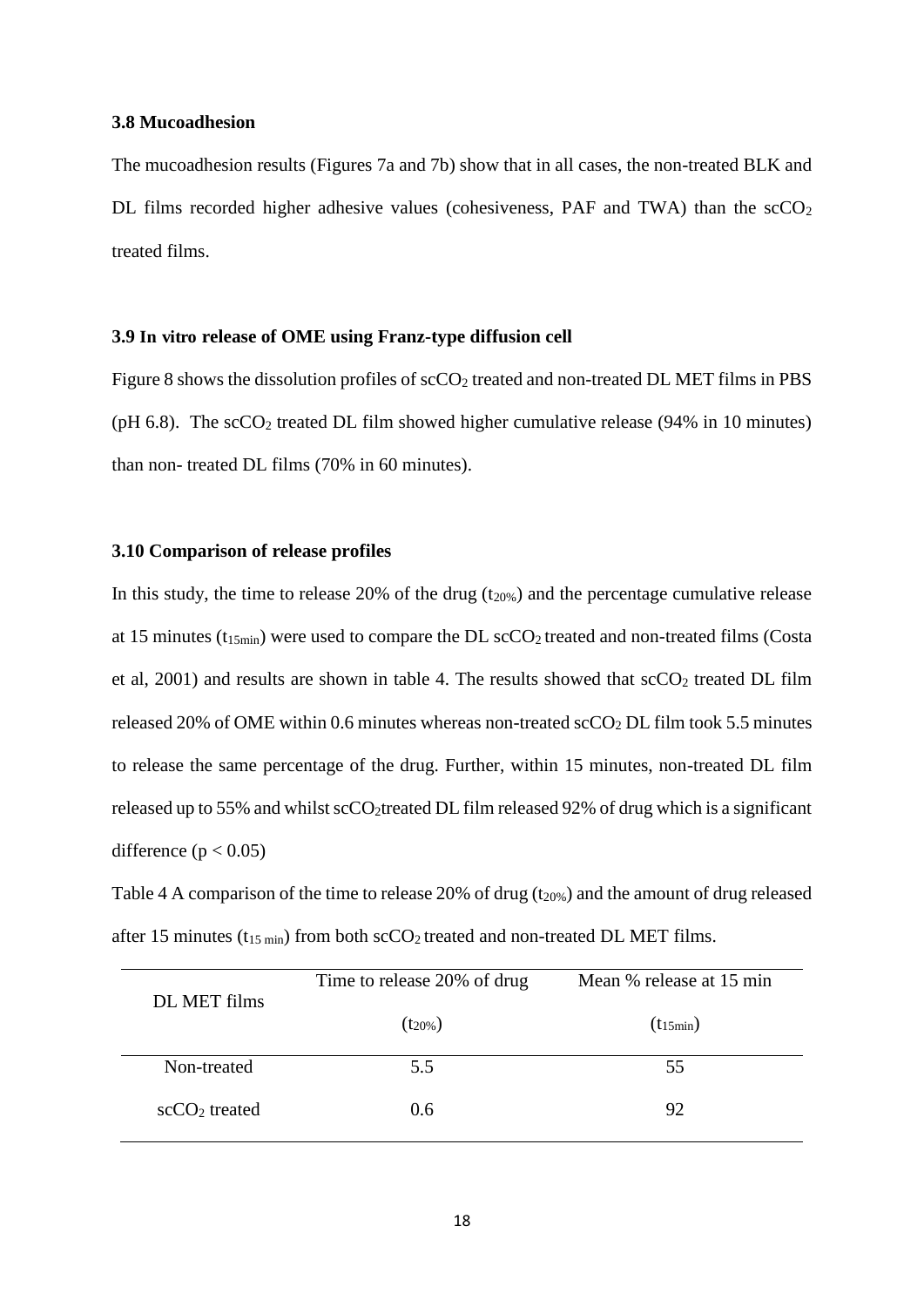### 3.8 Mucoadhesion

The mucoadhesion results (Figures 7a and 7b) show that in all cases, the non-treated BLK and DL films recorded higher adhesive values (cohesiveness, PAF and TWA) than the $scCO_2$ treated films.

### 3.9 In vitro release of OME using Franz-type diffusion cell

Figure 8 shows the dissolution profiles of $scCO_2$ treated and non-treated DL MET films in PBS (pH 6.8). The $scCO_2$ treated DL film showed higher cumulative release (94% in 10 minutes) than non- treated DL films (70% in 60 minutes).

### 3.10 Comparison of release profiles

In this study, the time to release 20% of the drug ($t_{20\%}$) and the percentage cumulative release at 15 minutes ($t_{15min}$) were used to compare the DL $scCO_2$ treated and non-treated films (Costa et al, 2001) and results are shown in table 4. The results showed that $scCO_2$ treated DL film released 20% of OME within 0.6 minutes whereas non-treated $scCO_2$ DL film took 5.5 minutes to release the same percentage of the drug. Further, within 15 minutes, non-treated DL film released up to 55% and whilst $scCO_2$treated DL film released 92% of drug which is a significant difference ($p < 0.05$)

Table 4 A comparison of the time to release 20% of drug ($t_{20\%}$) and the amount of drug released after 15 minutes ($t_{15\ min}$) from both $scCO_2$ treated and non-treated DL MET films.

| DL MET films | Time to release 20% of drug ($t_{20\%}$) | Mean % release at 15 min ($t_{15min}$) |
|---|---|---|
| Non-treated | 5.5 | 55 |
| $scCO_2$ treated | 0.6 | 92 |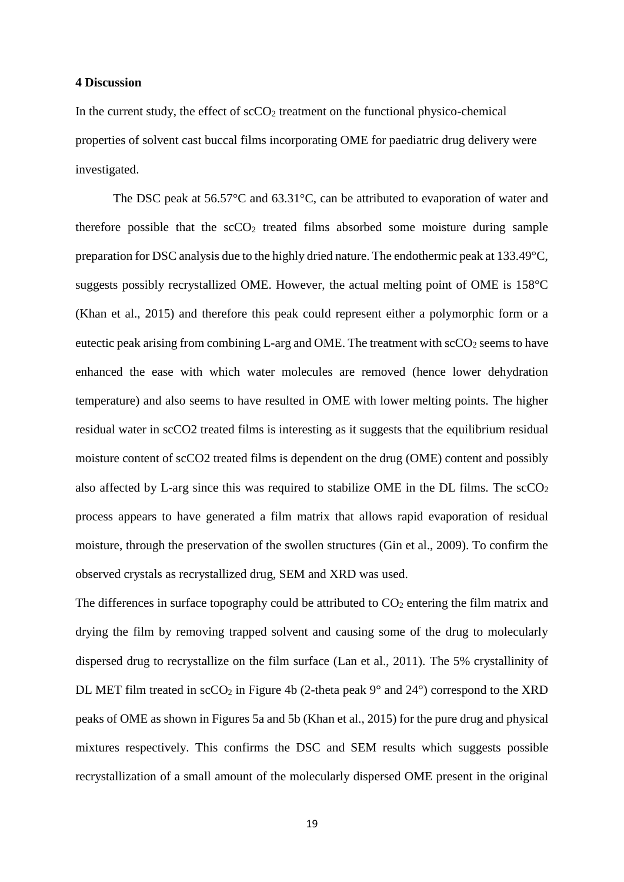**4 Discussion**

In the current study, the effect of $scCO_2$ treatment on the functional physico-chemical properties of solvent cast buccal films incorporating OME for paediatric drug delivery were investigated.

The DSC peak at 56.57°C and 63.31°C, can be attributed to evaporation of water and therefore possible that the $scCO_2$ treated films absorbed some moisture during sample preparation for DSC analysis due to the highly dried nature. The endothermic peak at 133.49°C, suggests possibly recrystallized OME. However, the actual melting point of OME is 158°C (Khan et al., 2015) and therefore this peak could represent either a polymorphic form or a eutectic peak arising from combining L-arg and OME. The treatment with $scCO_2$ seems to have enhanced the ease with which water molecules are removed (hence lower dehydration temperature) and also seems to have resulted in OME with lower melting points. The higher residual water in scCO2 treated films is interesting as it suggests that the equilibrium residual moisture content of scCO2 treated films is dependent on the drug (OME) content and possibly also affected by L-arg since this was required to stabilize OME in the DL films. The $scCO_2$ process appears to have generated a film matrix that allows rapid evaporation of residual moisture, through the preservation of the swollen structures (Gin et al., 2009). To confirm the observed crystals as recrystallized drug, SEM and XRD was used.

The differences in surface topography could be attributed to $CO_2$ entering the film matrix and drying the film by removing trapped solvent and causing some of the drug to molecularly dispersed drug to recrystallize on the film surface (Lan et al., 2011). The 5% crystallinity of DL MET film treated in $scCO_2$ in Figure 4b (2-theta peak 9° and 24°) correspond to the XRD peaks of OME as shown in Figures 5a and 5b (Khan et al., 2015) for the pure drug and physical mixtures respectively. This confirms the DSC and SEM results which suggests possible recrystallization of a small amount of the molecularly dispersed OME present in the original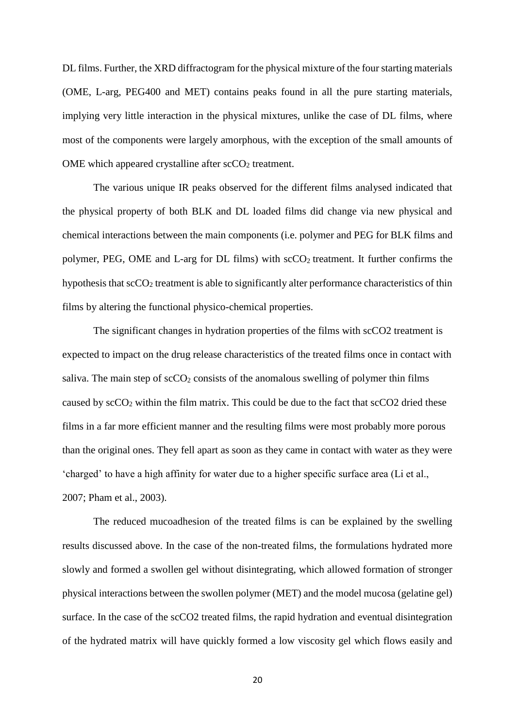DL films. Further, the XRD diffractogram for the physical mixture of the four starting materials (OME, L-arg, PEG400 and MET) contains peaks found in all the pure starting materials, implying very little interaction in the physical mixtures, unlike the case of DL films, where most of the components were largely amorphous, with the exception of the small amounts of OME which appeared crystalline after $scCO_2$ treatment.

The various unique IR peaks observed for the different films analysed indicated that the physical property of both BLK and DL loaded films did change via new physical and chemical interactions between the main components (i.e. polymer and PEG for BLK films and polymer, PEG, OME and L-arg for DL films) with $scCO_2$ treatment. It further confirms the hypothesis that $scCO_2$ treatment is able to significantly alter performance characteristics of thin films by altering the functional physico-chemical properties.

The significant changes in hydration properties of the films with scCO2 treatment is expected to impact on the drug release characteristics of the treated films once in contact with saliva. The main step of $scCO_2$ consists of the anomalous swelling of polymer thin films caused by $scCO_2$ within the film matrix. This could be due to the fact that scCO2 dried these films in a far more efficient manner and the resulting films were most probably more porous than the original ones. They fell apart as soon as they came in contact with water as they were 'charged' to have a high affinity for water due to a higher specific surface area (Li et al., 2007; Pham et al., 2003).

The reduced mucoadhesion of the treated films is can be explained by the swelling results discussed above. In the case of the non-treated films, the formulations hydrated more slowly and formed a swollen gel without disintegrating, which allowed formation of stronger physical interactions between the swollen polymer (MET) and the model mucosa (gelatine gel) surface. In the case of the scCO2 treated films, the rapid hydration and eventual disintegration of the hydrated matrix will have quickly formed a low viscosity gel which flows easily and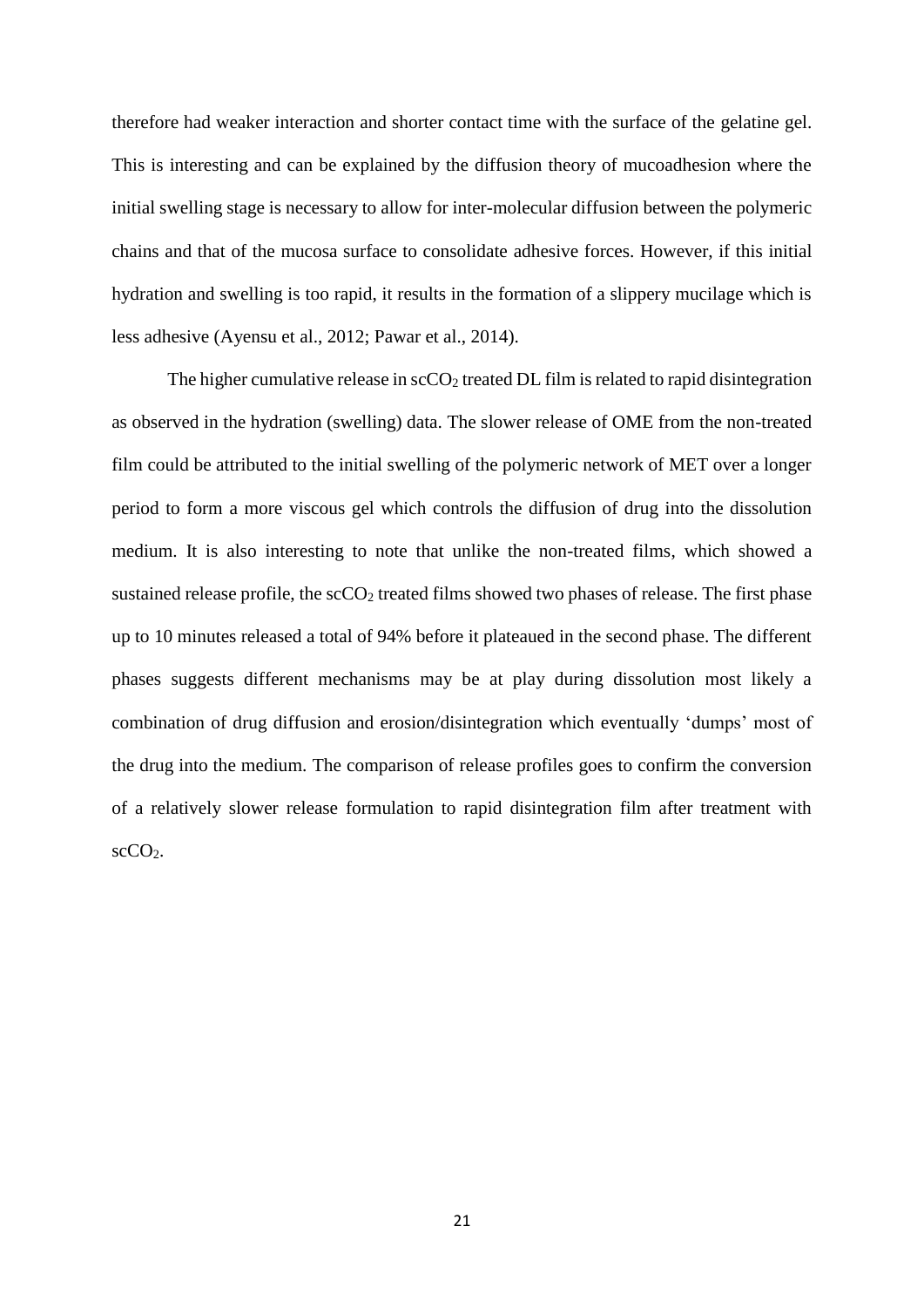therefore had weaker interaction and shorter contact time with the surface of the gelatine gel. This is interesting and can be explained by the diffusion theory of mucoadhesion where the initial swelling stage is necessary to allow for inter-molecular diffusion between the polymeric chains and that of the mucosa surface to consolidate adhesive forces. However, if this initial hydration and swelling is too rapid, it results in the formation of a slippery mucilage which is less adhesive (Ayensu et al., 2012; Pawar et al., 2014).

The higher cumulative release in sc$CO_2$ treated DL film is related to rapid disintegration as observed in the hydration (swelling) data. The slower release of OME from the non-treated film could be attributed to the initial swelling of the polymeric network of MET over a longer period to form a more viscous gel which controls the diffusion of drug into the dissolution medium. It is also interesting to note that unlike the non-treated films, which showed a sustained release profile, the sc$CO_2$ treated films showed two phases of release. The first phase up to 10 minutes released a total of 94% before it plateaued in the second phase. The different phases suggests different mechanisms may be at play during dissolution most likely a combination of drug diffusion and erosion/disintegration which eventually 'dumps' most of the drug into the medium. The comparison of release profiles goes to confirm the conversion of a relatively slower release formulation to rapid disintegration film after treatment with sc$CO_2$.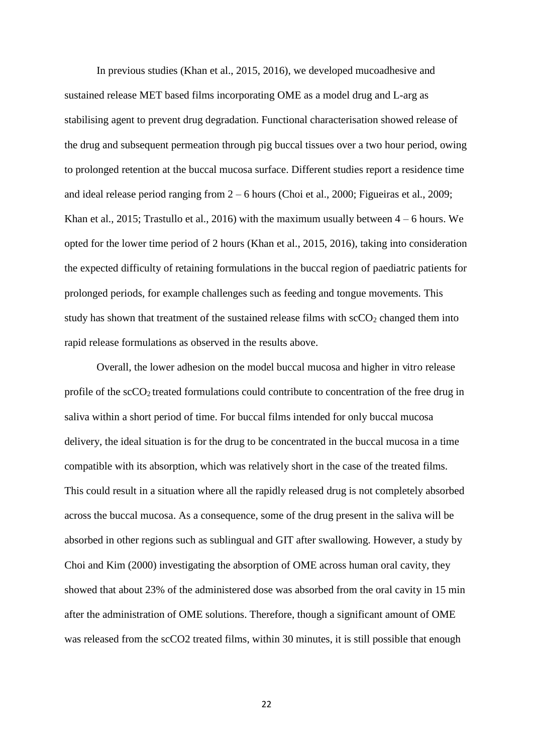In previous studies (Khan et al., 2015, 2016), we developed mucoadhesive and sustained release MET based films incorporating OME as a model drug and L-arg as stabilising agent to prevent drug degradation. Functional characterisation showed release of the drug and subsequent permeation through pig buccal tissues over a two hour period, owing to prolonged retention at the buccal mucosa surface. Different studies report a residence time and ideal release period ranging from 2 – 6 hours (Choi et al., 2000; Figueiras et al., 2009; Khan et al., 2015; Trastullo et al., 2016) with the maximum usually between 4 – 6 hours. We opted for the lower time period of 2 hours (Khan et al., 2015, 2016), taking into consideration the expected difficulty of retaining formulations in the buccal region of paediatric patients for prolonged periods, for example challenges such as feeding and tongue movements. This study has shown that treatment of the sustained release films with $scCO_2$ changed them into rapid release formulations as observed in the results above.

Overall, the lower adhesion on the model buccal mucosa and higher in vitro release profile of the $scCO_2$ treated formulations could contribute to concentration of the free drug in saliva within a short period of time. For buccal films intended for only buccal mucosa delivery, the ideal situation is for the drug to be concentrated in the buccal mucosa in a time compatible with its absorption, which was relatively short in the case of the treated films. This could result in a situation where all the rapidly released drug is not completely absorbed across the buccal mucosa. As a consequence, some of the drug present in the saliva will be absorbed in other regions such as sublingual and GIT after swallowing. However, a study by Choi and Kim (2000) investigating the absorption of OME across human oral cavity, they showed that about 23% of the administered dose was absorbed from the oral cavity in 15 min after the administration of OME solutions. Therefore, though a significant amount of OME was released from the scCO2 treated films, within 30 minutes, it is still possible that enough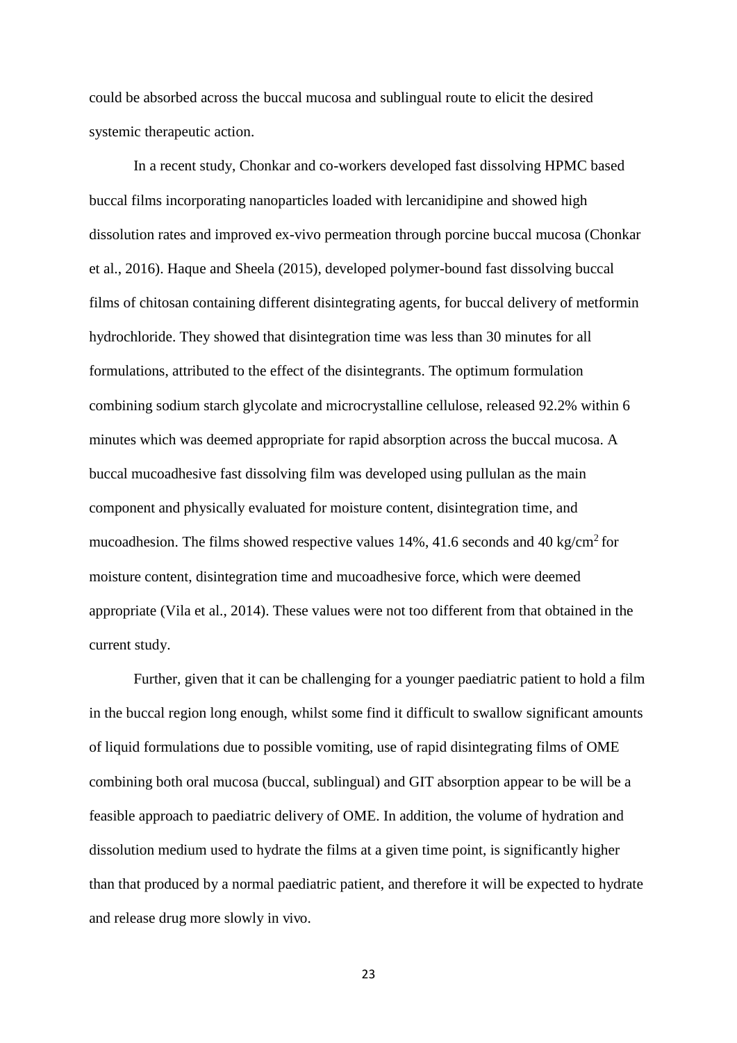could be absorbed across the buccal mucosa and sublingual route to elicit the desired systemic therapeutic action.

In a recent study, Chonkar and co-workers developed fast dissolving HPMC based buccal films incorporating nanoparticles loaded with lercanidipine and showed high dissolution rates and improved ex-vivo permeation through porcine buccal mucosa (Chonkar et al., 2016). Haque and Sheela (2015), developed polymer-bound fast dissolving buccal films of chitosan containing different disintegrating agents, for buccal delivery of metformin hydrochloride. They showed that disintegration time was less than 30 minutes for all formulations, attributed to the effect of the disintegrants. The optimum formulation combining sodium starch glycolate and microcrystalline cellulose, released 92.2% within 6 minutes which was deemed appropriate for rapid absorption across the buccal mucosa. A buccal mucoadhesive fast dissolving film was developed using pullulan as the main component and physically evaluated for moisture content, disintegration time, and mucoadhesion. The films showed respective values 14%, 41.6 seconds and 40 kg/cm$^2$ for moisture content, disintegration time and mucoadhesive force, which were deemed appropriate (Vila et al., 2014). These values were not too different from that obtained in the current study.

Further, given that it can be challenging for a younger paediatric patient to hold a film in the buccal region long enough, whilst some find it difficult to swallow significant amounts of liquid formulations due to possible vomiting, use of rapid disintegrating films of OME combining both oral mucosa (buccal, sublingual) and GIT absorption appear to be will be a feasible approach to paediatric delivery of OME. In addition, the volume of hydration and dissolution medium used to hydrate the films at a given time point, is significantly higher than that produced by a normal paediatric patient, and therefore it will be expected to hydrate and release drug more slowly in vivo.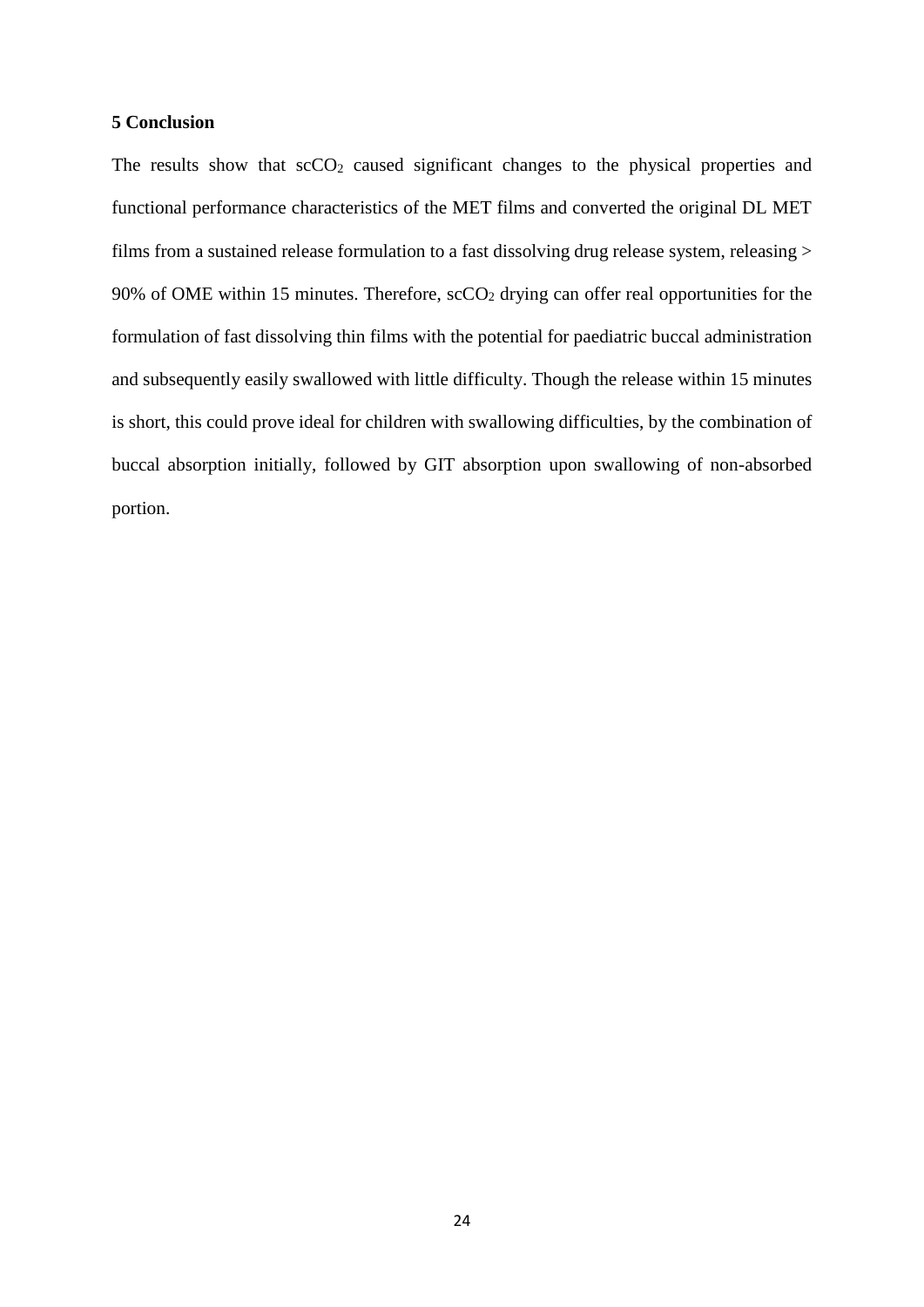## 5 Conclusion

The results show that $scCO_2$ caused significant changes to the physical properties and functional performance characteristics of the MET films and converted the original DL MET films from a sustained release formulation to a fast dissolving drug release system, releasing > 90% of OME within 15 minutes. Therefore, $scCO_2$ drying can offer real opportunities for the formulation of fast dissolving thin films with the potential for paediatric buccal administration and subsequently easily swallowed with little difficulty. Though the release within 15 minutes is short, this could prove ideal for children with swallowing difficulties, by the combination of buccal absorption initially, followed by GIT absorption upon swallowing of non-absorbed portion.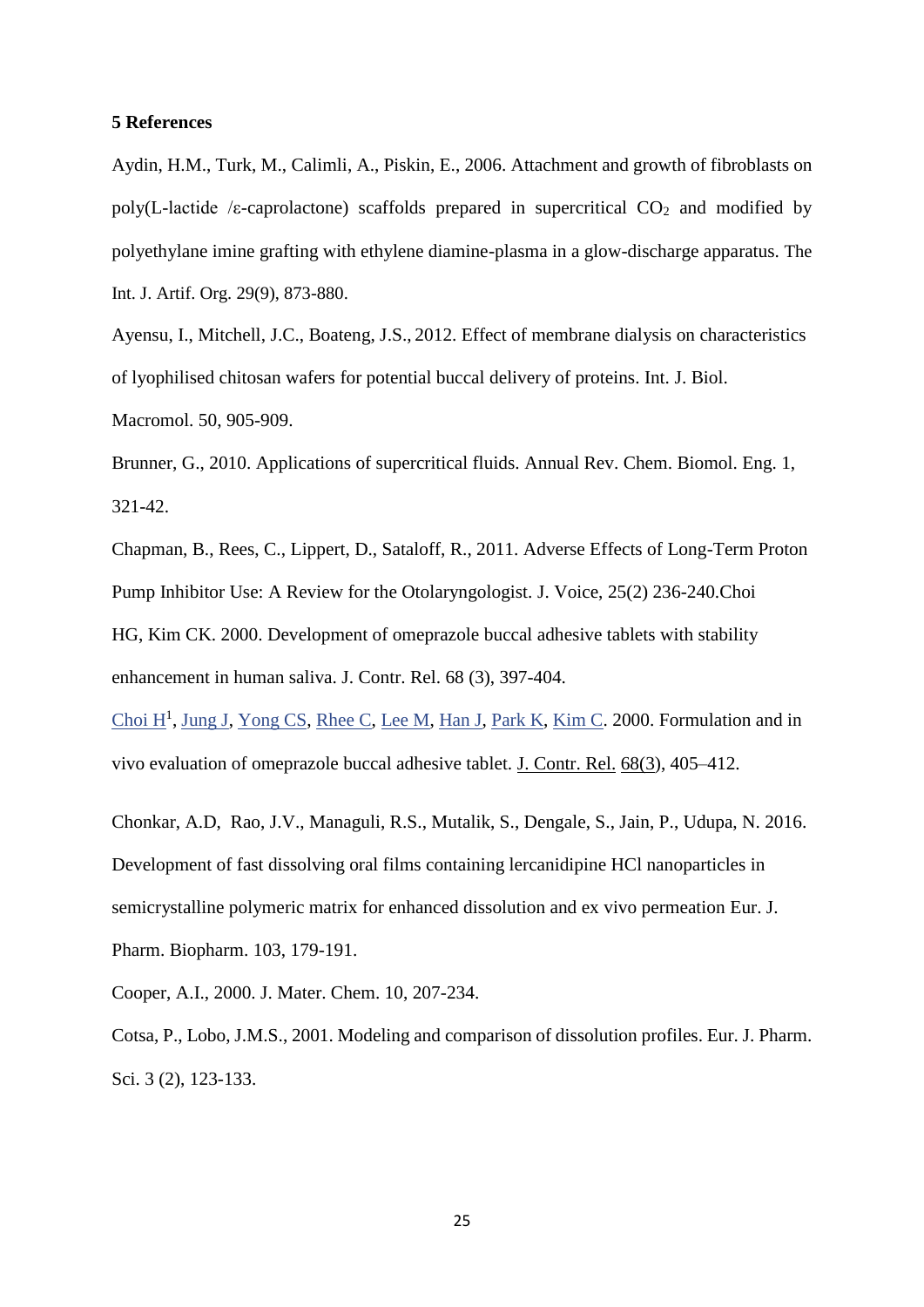**5 References**

Aydin, H.M., Turk, M., Calimli, A., Piskin, E., 2006. Attachment and growth of fibroblasts on poly(L-lactide /ε-caprolactone) scaffolds prepared in supercritical $CO_2$ and modified by polyethylane imine grafting with ethylene diamine-plasma in a glow-discharge apparatus. The Int. J. Artif. Org. 29(9), 873-880.

Ayensu, I., Mitchell, J.C., Boateng, J.S., 2012. Effect of membrane dialysis on characteristics of lyophilised chitosan wafers for potential buccal delivery of proteins. Int. J. Biol. Macromol. 50, 905-909.

Brunner, G., 2010. Applications of supercritical fluids. Annual Rev. Chem. Biomol. Eng. 1, 321-42.

Chapman, B., Rees, C., Lippert, D., Sataloff, R., 2011. Adverse Effects of Long-Term Proton Pump Inhibitor Use: A Review for the Otolaryngologist. J. Voice, 25(2) 236-240.Choi HG, Kim CK. 2000. Development of omeprazole buccal adhesive tablets with stability enhancement in human saliva. J. Contr. Rel. 68 (3), 397-404.

Choi H[1], Jung J, Yong CS, Rhee C, Lee M, Han J, Park K, Kim C. 2000. Formulation and in vivo evaluation of omeprazole buccal adhesive tablet. J. Contr. Rel. 68(3), 405–412.

Chonkar, A.D, Rao, J.V., Managuli, R.S., Mutalik, S., Dengale, S., Jain, P., Udupa, N. 2016. Development of fast dissolving oral films containing lercanidipine HCl nanoparticles in semicrystalline polymeric matrix for enhanced dissolution and ex vivo permeation Eur. J. Pharm. Biopharm. 103, 179-191.

Cooper, A.I., 2000. J. Mater. Chem. 10, 207-234.

Cotsa, P., Lobo, J.M.S., 2001. Modeling and comparison of dissolution profiles. Eur. J. Pharm. Sci. 3 (2), 123-133.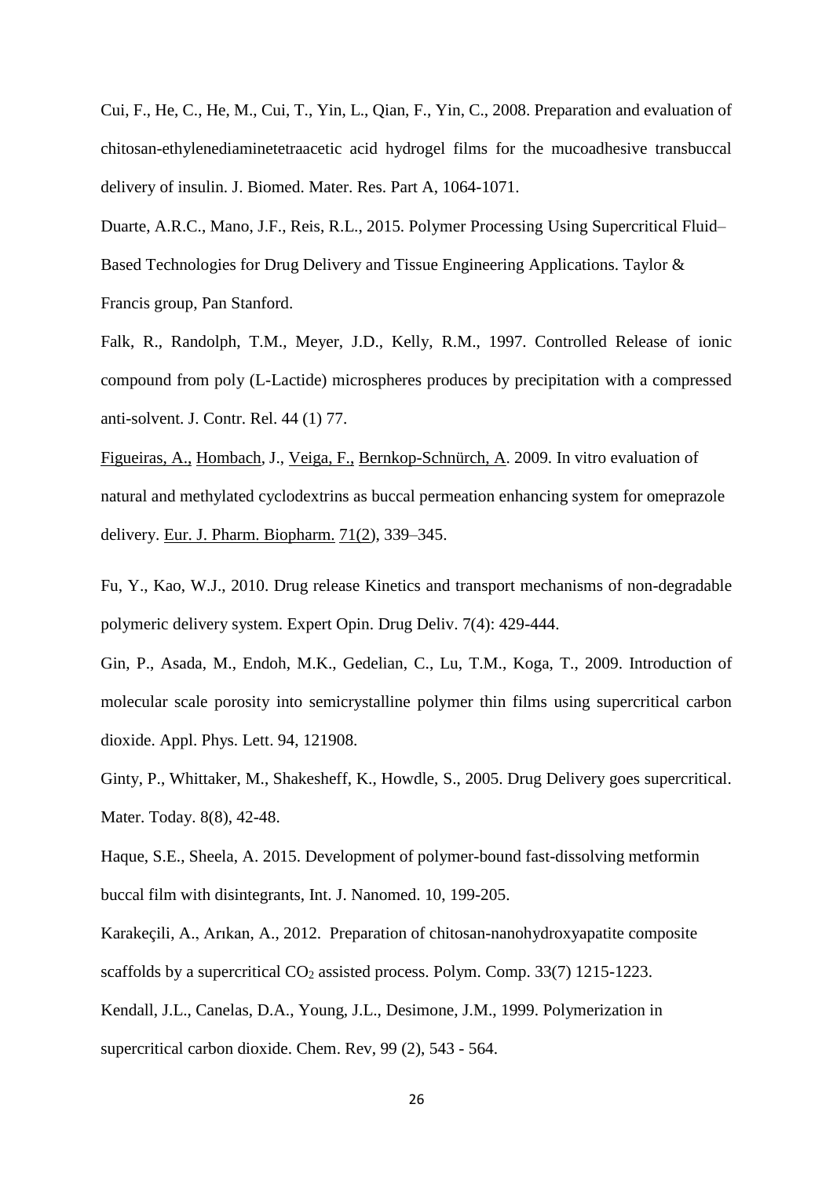Cui, F., He, C., He, M., Cui, T., Yin, L., Qian, F., Yin, C., 2008. Preparation and evaluation of chitosan-ethylenediaminetetraacetic acid hydrogel films for the mucoadhesive transbuccal delivery of insulin. J. Biomed. Mater. Res. Part A, 1064-1071.

Duarte, A.R.C., Mano, J.F., Reis, R.L., 2015. Polymer Processing Using Supercritical Fluid–Based Technologies for Drug Delivery and Tissue Engineering Applications. Taylor & Francis group, Pan Stanford.

Falk, R., Randolph, T.M., Meyer, J.D., Kelly, R.M., 1997. Controlled Release of ionic compound from poly (L-Lactide) microspheres produces by precipitation with a compressed anti-solvent. J. Contr. Rel. 44 (1) 77.

Figueiras, A., Hombach, J., Veiga, F., Bernkop-Schnürch, A. 2009. In vitro evaluation of natural and methylated cyclodextrins as buccal permeation enhancing system for omeprazole delivery. Eur. J. Pharm. Biopharm. 71(2), 339–345.

Fu, Y., Kao, W.J., 2010. Drug release Kinetics and transport mechanisms of non-degradable polymeric delivery system. Expert Opin. Drug Deliv. 7(4): 429-444.

Gin, P., Asada, M., Endoh, M.K., Gedelian, C., Lu, T.M., Koga, T., 2009. Introduction of molecular scale porosity into semicrystalline polymer thin films using supercritical carbon dioxide. Appl. Phys. Lett. 94, 121908.

Ginty, P., Whittaker, M., Shakesheff, K., Howdle, S., 2005. Drug Delivery goes supercritical. Mater. Today. 8(8), 42-48.

Haque, S.E., Sheela, A. 2015. Development of polymer-bound fast-dissolving metformin buccal film with disintegrants, Int. J. Nanomed. 10, 199-205.

Karakeçili, A., Arıkan, A., 2012. Preparation of chitosan-nanohydroxyapatite composite scaffolds by a supercritical $CO_2$ assisted process. Polym. Comp. 33(7) 1215-1223.

Kendall, J.L., Canelas, D.A., Young, J.L., Desimone, J.M., 1999. Polymerization in supercritical carbon dioxide. Chem. Rev, 99 (2), 543 - 564.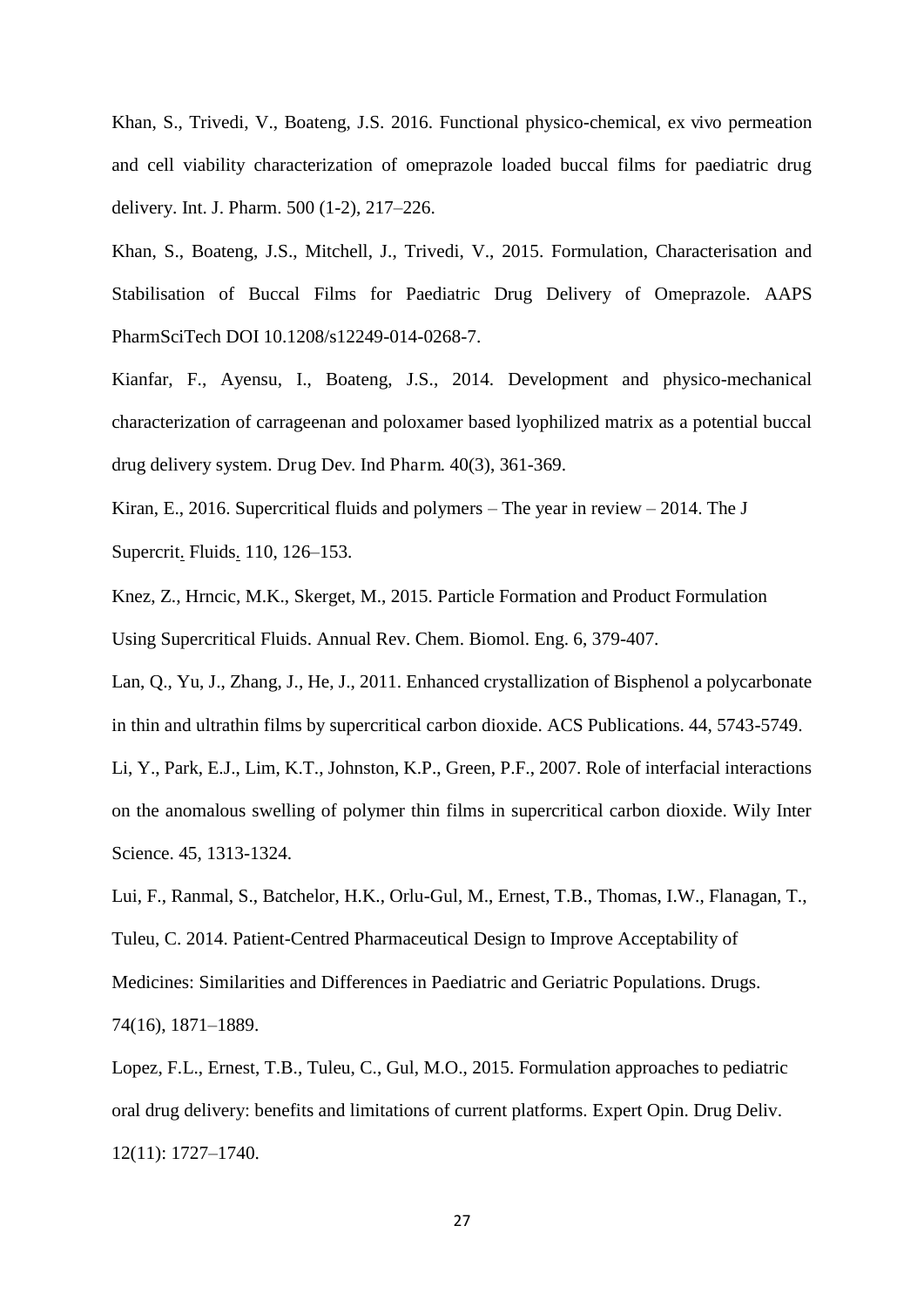Khan, S., Trivedi, V., Boateng, J.S. 2016. Functional physico-chemical, ex vivo permeation and cell viability characterization of omeprazole loaded buccal films for paediatric drug delivery. Int. J. Pharm. 500 (1-2), 217–226.

Khan, S., Boateng, J.S., Mitchell, J., Trivedi, V., 2015. Formulation, Characterisation and Stabilisation of Buccal Films for Paediatric Drug Delivery of Omeprazole. AAPS PharmSciTech DOI 10.1208/s12249-014-0268-7.

Kianfar, F., Ayensu, I., Boateng, J.S., 2014. Development and physico-mechanical characterization of carrageenan and poloxamer based lyophilized matrix as a potential buccal drug delivery system. Drug Dev. Ind Pharm. 40(3), 361-369.

Kiran, E., 2016. Supercritical fluids and polymers – The year in review – 2014. The J Supercrit. Fluids. 110, 126–153.

Knez, Z., Hrncic, M.K., Skerget, M., 2015. Particle Formation and Product Formulation Using Supercritical Fluids. Annual Rev. Chem. Biomol. Eng. 6, 379-407.

Lan, Q., Yu, J., Zhang, J., He, J., 2011. Enhanced crystallization of Bisphenol a polycarbonate in thin and ultrathin films by supercritical carbon dioxide. ACS Publications. 44, 5743-5749.

Li, Y., Park, E.J., Lim, K.T., Johnston, K.P., Green, P.F., 2007. Role of interfacial interactions on the anomalous swelling of polymer thin films in supercritical carbon dioxide. Wily Inter Science. 45, 1313-1324.

Lui, F., Ranmal, S., Batchelor, H.K., Orlu-Gul, M., Ernest, T.B., Thomas, I.W., Flanagan, T., Tuleu, C. 2014. Patient-Centred Pharmaceutical Design to Improve Acceptability of Medicines: Similarities and Differences in Paediatric and Geriatric Populations. Drugs. 74(16), 1871–1889.

Lopez, F.L., Ernest, T.B., Tuleu, C., Gul, M.O., 2015. Formulation approaches to pediatric oral drug delivery: benefits and limitations of current platforms. Expert Opin. Drug Deliv. 12(11): 1727–1740.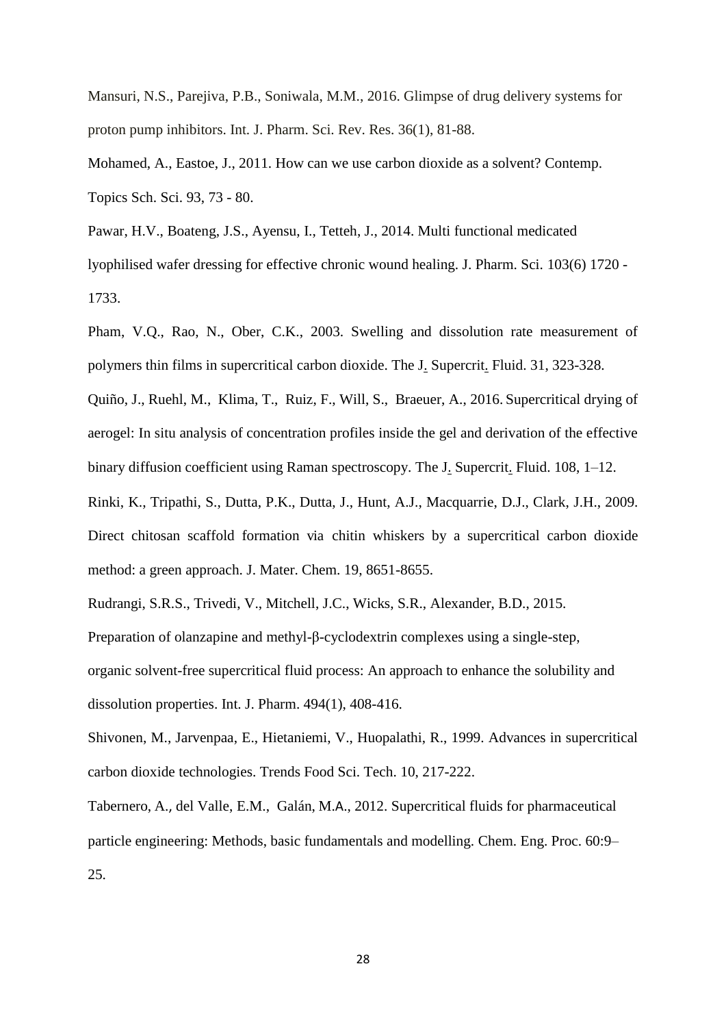Mansuri, N.S., Parejiva, P.B., Soniwala, M.M., 2016. Glimpse of drug delivery systems for proton pump inhibitors. Int. J. Pharm. Sci. Rev. Res. 36(1), 81-88.

Mohamed, A., Eastoe, J., 2011. How can we use carbon dioxide as a solvent? Contemp. Topics Sch. Sci. 93, 73 - 80.

Pawar, H.V., Boateng, J.S., Ayensu, I., Tetteh, J., 2014. Multi functional medicated lyophilised wafer dressing for effective chronic wound healing. J. Pharm. Sci. 103(6) 1720 - 1733.

Pham, V.Q., Rao, N., Ober, C.K., 2003. Swelling and dissolution rate measurement of polymers thin films in supercritical carbon dioxide. The J. Supercrit. Fluid. 31, 323-328.

Quiño, J., Ruehl, M., Klima, T., Ruiz, F., Will, S., Braeuer, A., 2016. Supercritical drying of aerogel: In situ analysis of concentration profiles inside the gel and derivation of the effective binary diffusion coefficient using Raman spectroscopy. The J. Supercrit. Fluid. 108, 1–12.

Rinki, K., Tripathi, S., Dutta, P.K., Dutta, J., Hunt, A.J., Macquarrie, D.J., Clark, J.H., 2009. Direct chitosan scaffold formation via chitin whiskers by a supercritical carbon dioxide method: a green approach. J. Mater. Chem. 19, 8651-8655.

Rudrangi, S.R.S., Trivedi, V., Mitchell, J.C., Wicks, S.R., Alexander, B.D., 2015. Preparation of olanzapine and methyl-β-cyclodextrin complexes using a single-step, organic solvent-free supercritical fluid process: An approach to enhance the solubility and dissolution properties. Int. J. Pharm. 494(1), 408-416.

Shivonen, M., Jarvenpaa, E., Hietaniemi, V., Huopalathi, R., 1999. Advances in supercritical carbon dioxide technologies. Trends Food Sci. Tech. 10, 217-222.

Tabernero, A., del Valle, E.M., Galán, M.A., 2012. Supercritical fluids for pharmaceutical particle engineering: Methods, basic fundamentals and modelling. Chem. Eng. Proc. 60:9–25.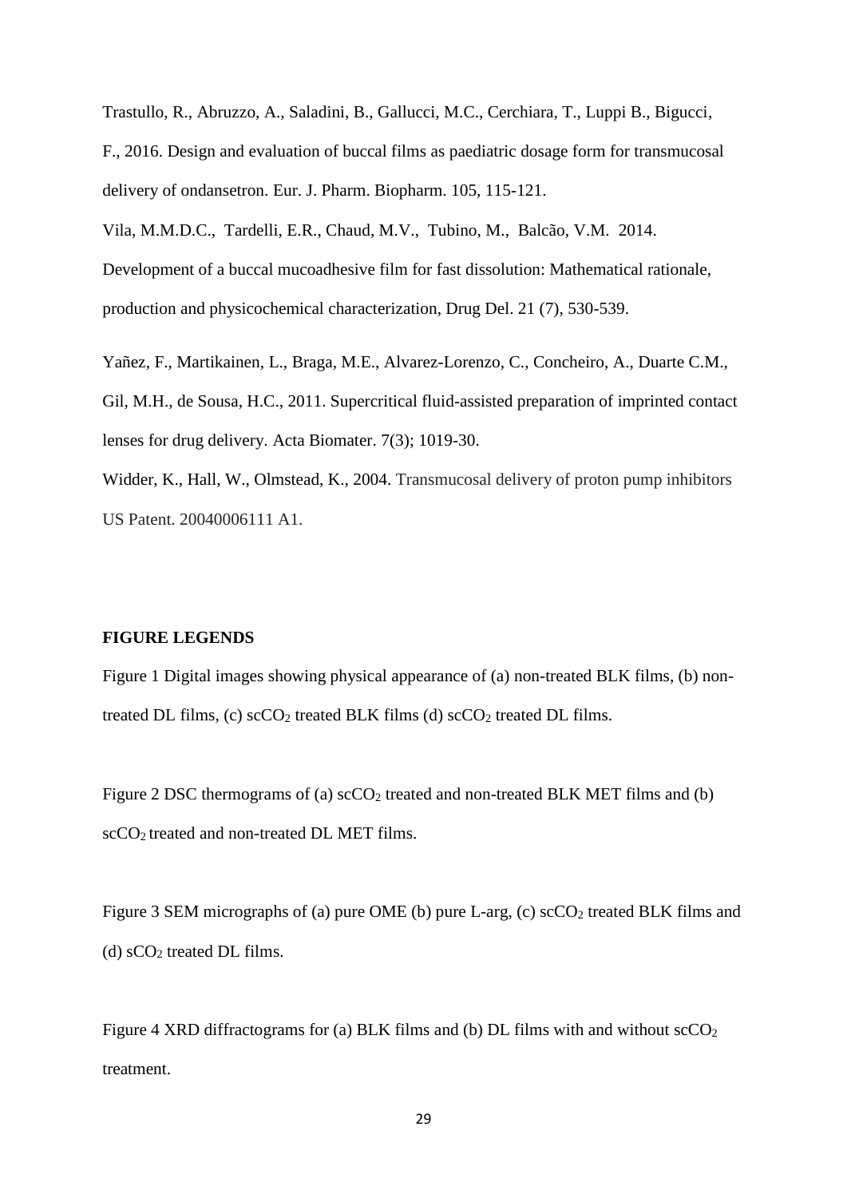Trastullo, R., Abruzzo, A., Saladini, B., Gallucci, M.C., Cerchiara, T., Luppi B., Bigucci, F., 2016. Design and evaluation of buccal films as paediatric dosage form for transmucosal delivery of ondansetron. Eur. J. Pharm. Biopharm. 105, 115-121.

Vila, M.M.D.C., Tardelli, E.R., Chaud, M.V., Tubino, M., Balcão, V.M. 2014. Development of a buccal mucoadhesive film for fast dissolution: Mathematical rationale, production and physicochemical characterization, Drug Del. 21 (7), 530-539.

Yañez, F., Martikainen, L., Braga, M.E., Alvarez-Lorenzo, C., Concheiro, A., Duarte C.M., Gil, M.H., de Sousa, H.C., 2011. Supercritical fluid-assisted preparation of imprinted contact lenses for drug delivery. Acta Biomater. 7(3); 1019-30.

Widder, K., Hall, W., Olmstead, K., 2004. Transmucosal delivery of proton pump inhibitors US Patent. 20040006111 A1.

## FIGURE LEGENDS

Figure 1 Digital images showing physical appearance of (a) non-treated BLK films, (b) non-treated DL films, (c) sc$CO_2$ treated BLK films (d) sc$CO_2$ treated DL films.

Figure 2 DSC thermograms of (a) sc$CO_2$ treated and non-treated BLK MET films and (b) sc$CO_2$ treated and non-treated DL MET films.

Figure 3 SEM micrographs of (a) pure OME (b) pure L-arg, (c) sc$CO_2$ treated BLK films and (d) s$CO_2$ treated DL films.

Figure 4 XRD diffractograms for (a) BLK films and (b) DL films with and without sc$CO_2$ treatment.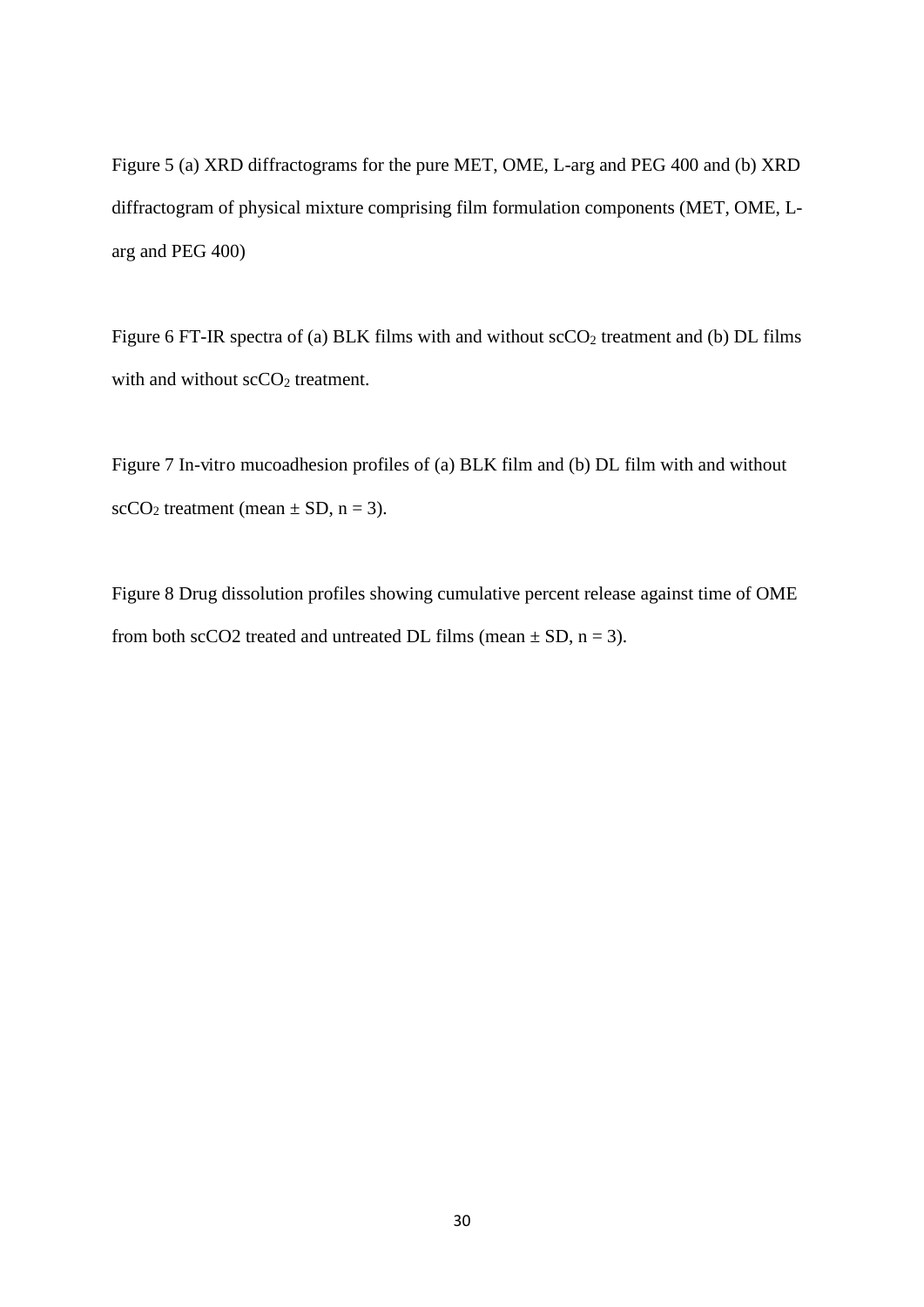Figure 5 (a) XRD diffractograms for the pure MET, OME, L-arg and PEG 400 and (b) XRD diffractogram of physical mixture comprising film formulation components (MET, OME, L-arg and PEG 400)

Figure 6 FT-IR spectra of (a) BLK films with and without sc$CO_2$ treatment and (b) DL films with and without sc$CO_2$ treatment.

Figure 7 In-vitro mucoadhesion profiles of (a) BLK film and (b) DL film with and without sc$CO_2$ treatment (mean ± SD, n = 3).

Figure 8 Drug dissolution profiles showing cumulative percent release against time of OME from both scCO2 treated and untreated DL films (mean ± SD, n = 3).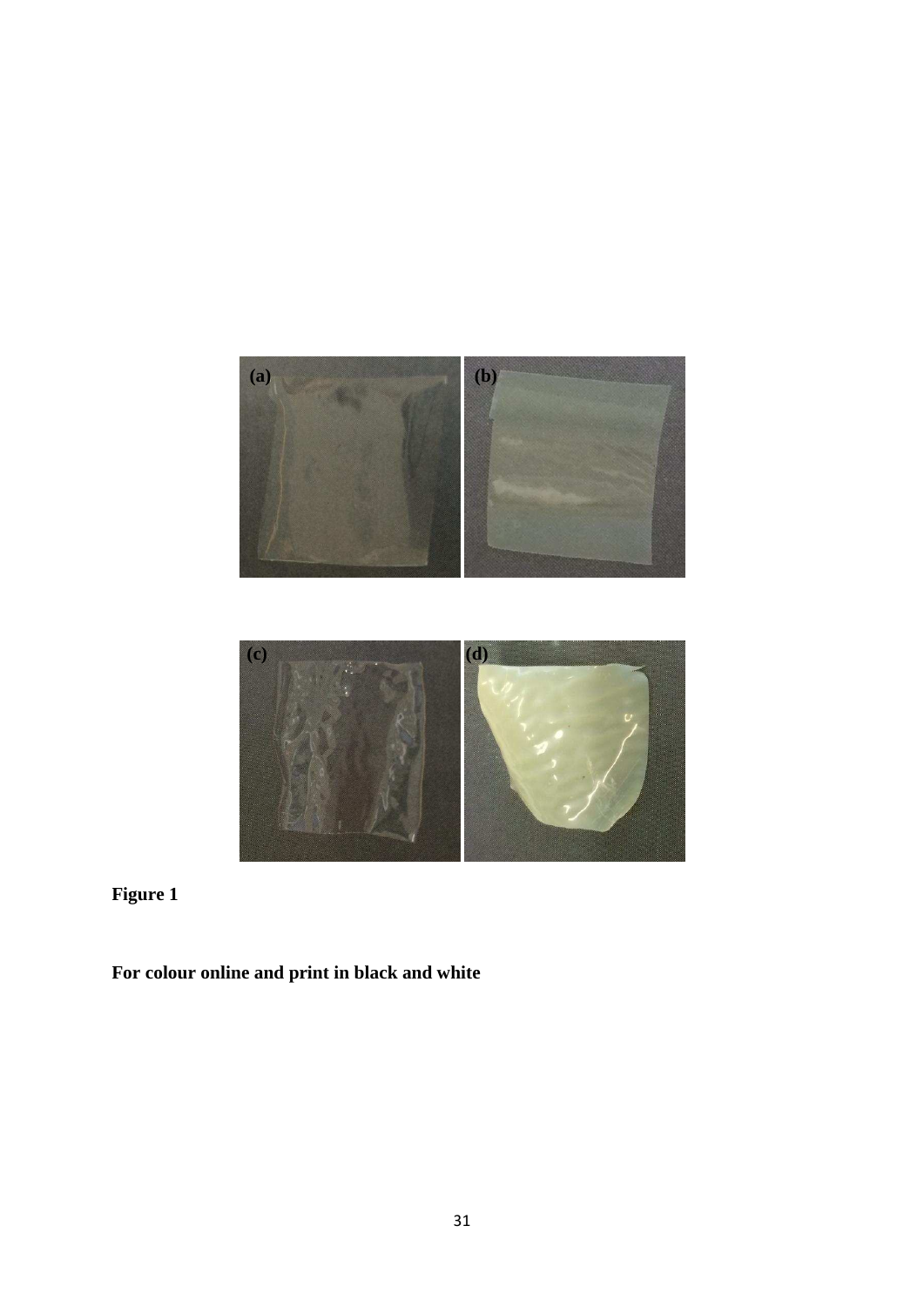**Figure 1**

**For colour online and print in black and white**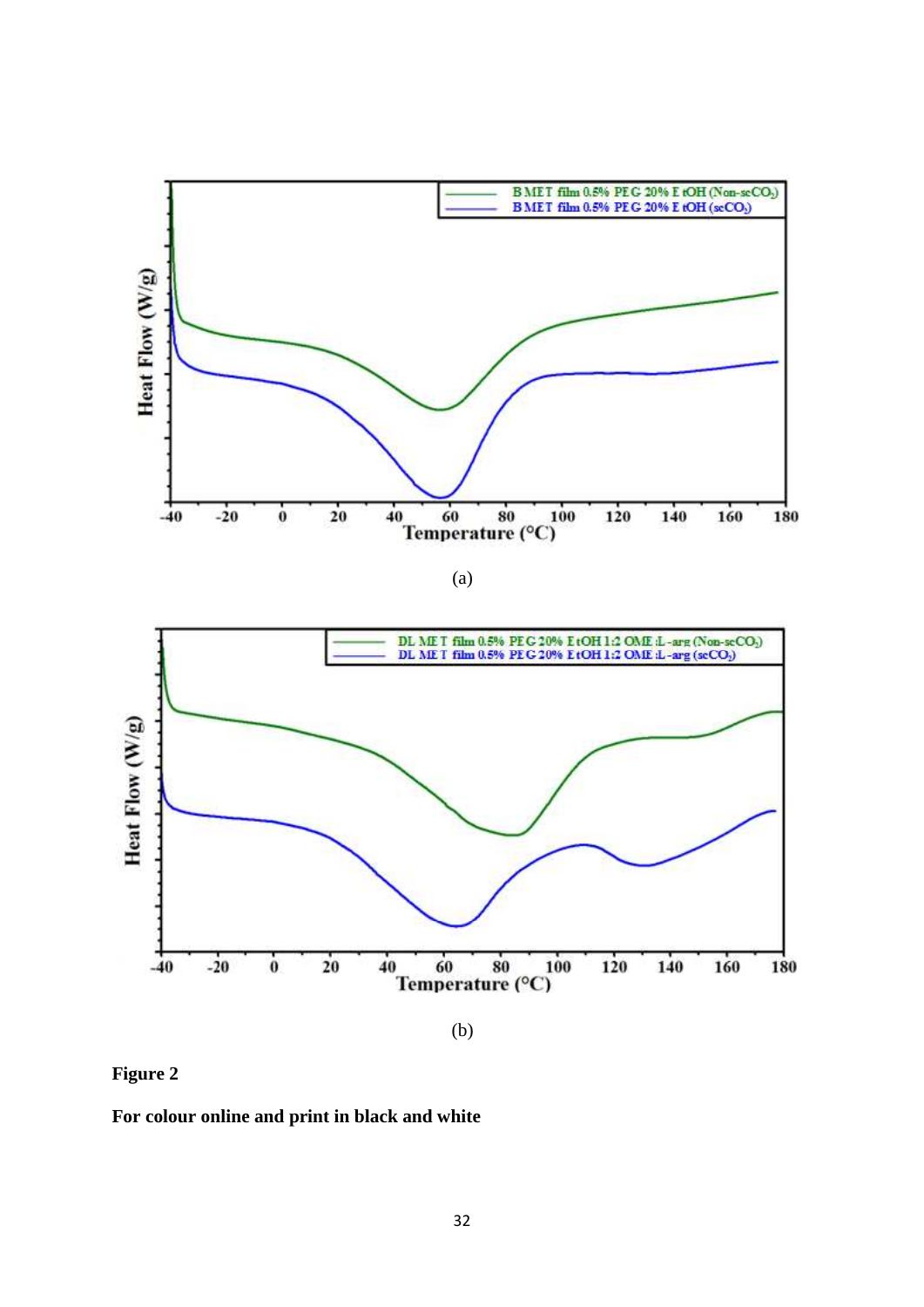(a)

(b)

**Figure 2**

**For colour online and print in black and white**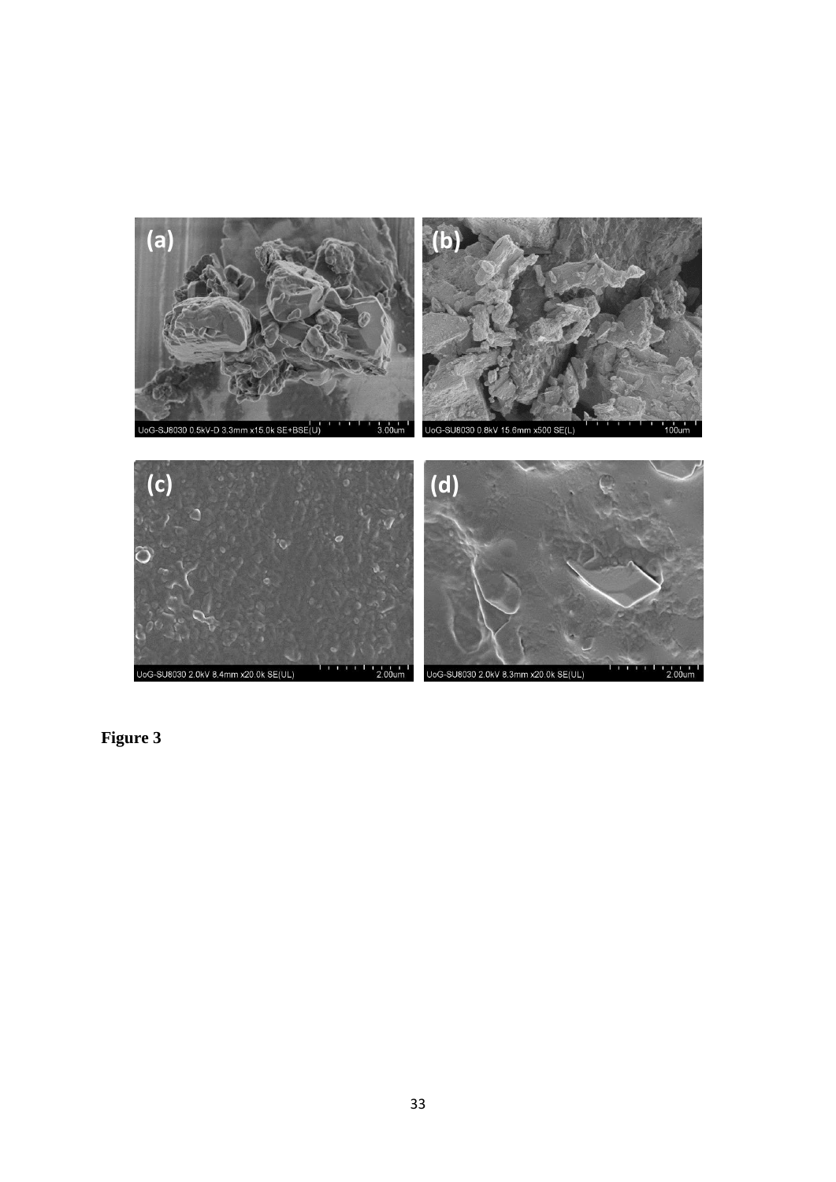**Figure 3**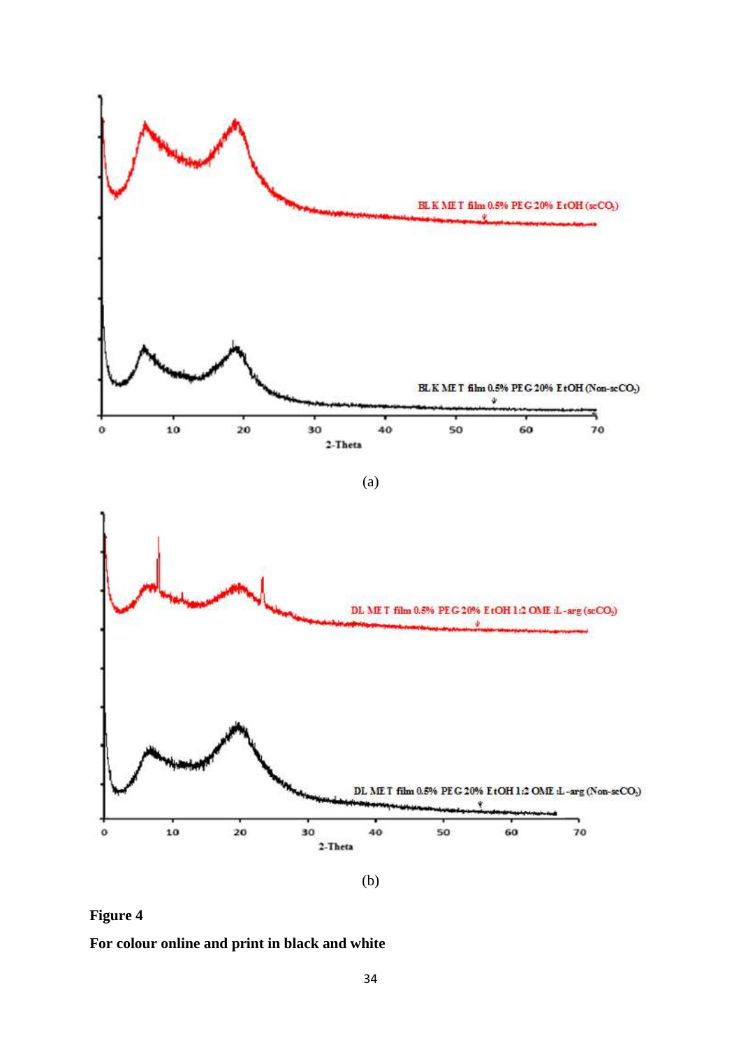(a)

(b)

**Figure 4**

**For colour online and print in black and white**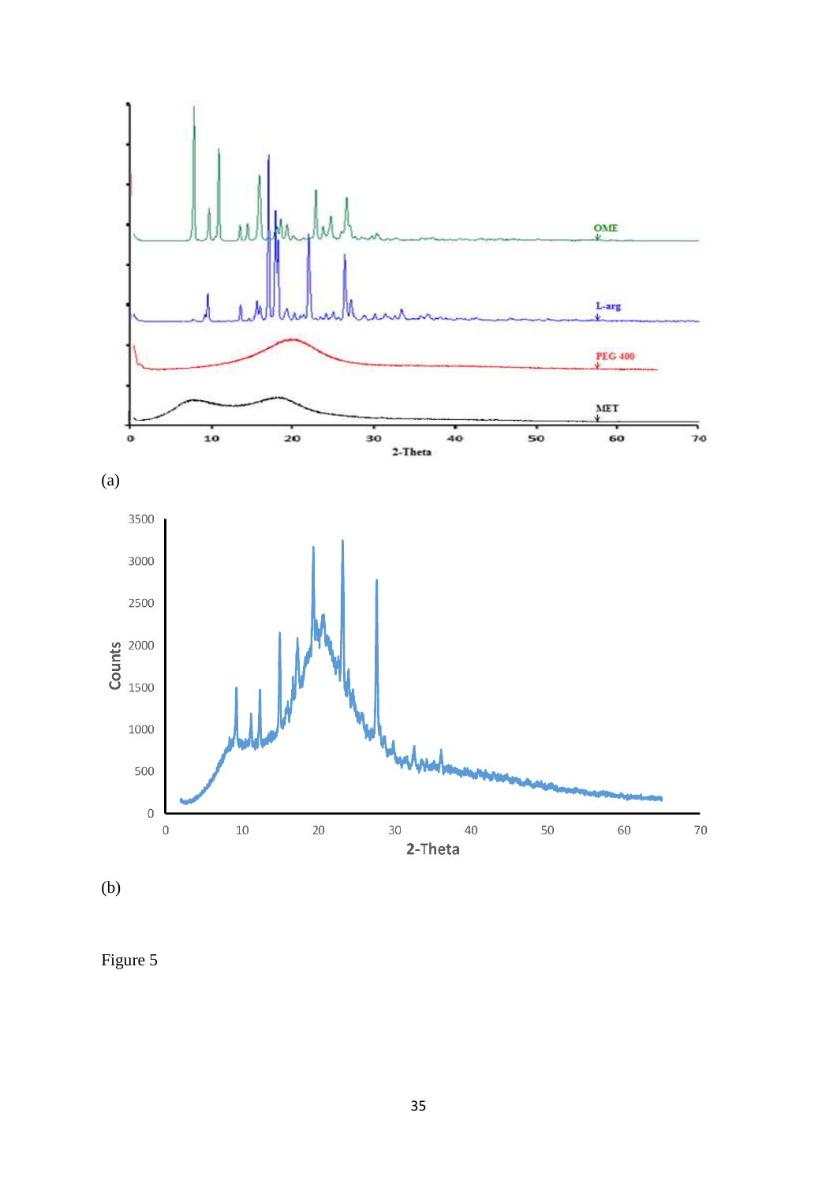(a)

(b)

Figure 5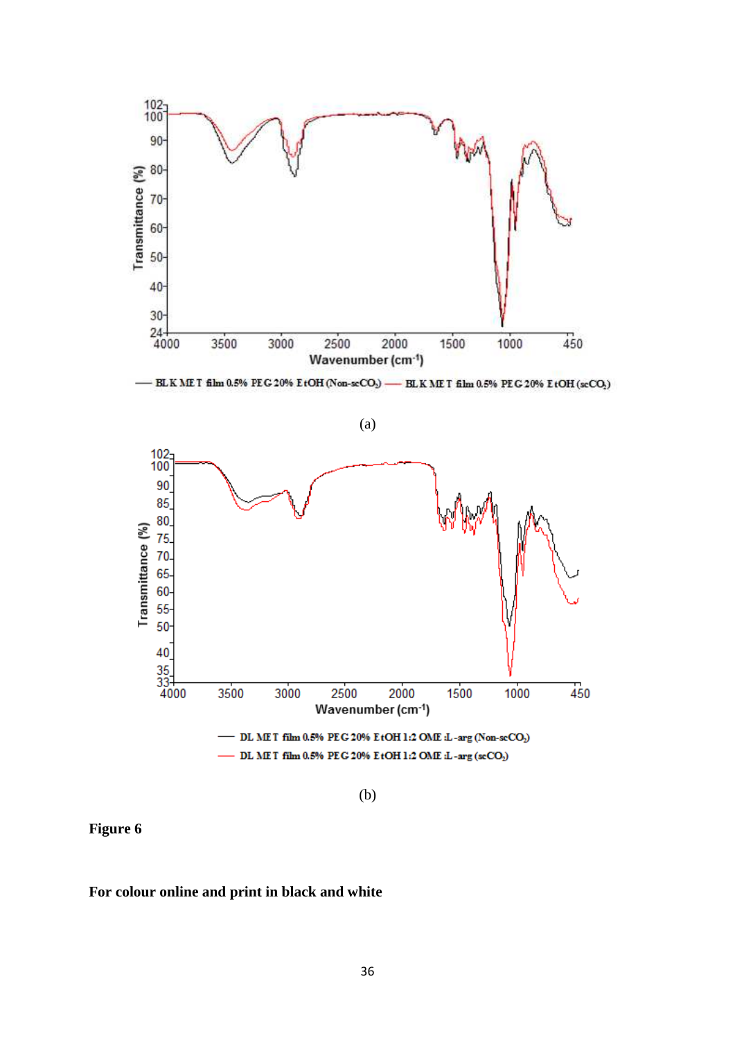(a)

(b)

**Figure 6**

**For colour online and print in black and white**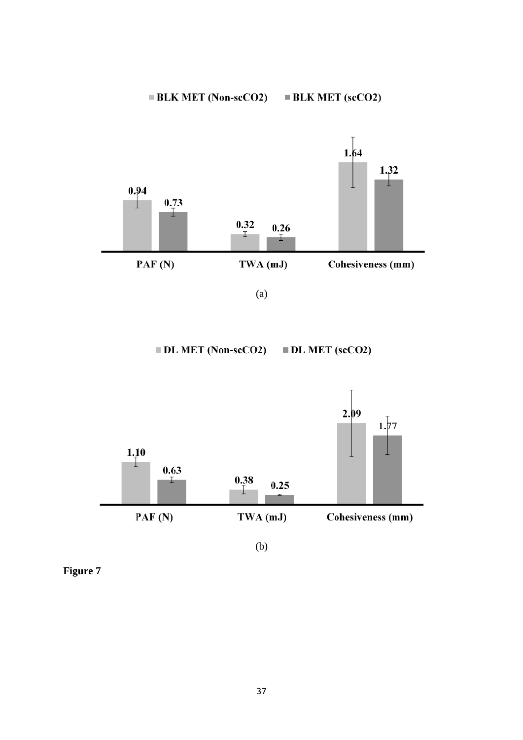■ BLK MET (Non-scCO2) ■ BLK MET (scCO2)

| | BLK MET (Non-scCO2) | BLK MET (scCO2) |
|---|---|---|
| PAF (N) | 0.94 | 0.73 |
| TWA (mJ) | 0.32 | 0.26 |
| Cohesiveness (mm) | 1.64 | 1.32 |

(a)

■ DL MET (Non-scCO2) ■ DL MET (scCO2)

| | DL MET (Non-scCO2) | DL MET (scCO2) |
|---|---|---|
| PAF (N) | 1.10 | 0.63 |
| TWA (mJ) | 0.38 | 0.25 |
| Cohesiveness (mm) | 2.09 | 1.77 |

(b)

**Figure 7**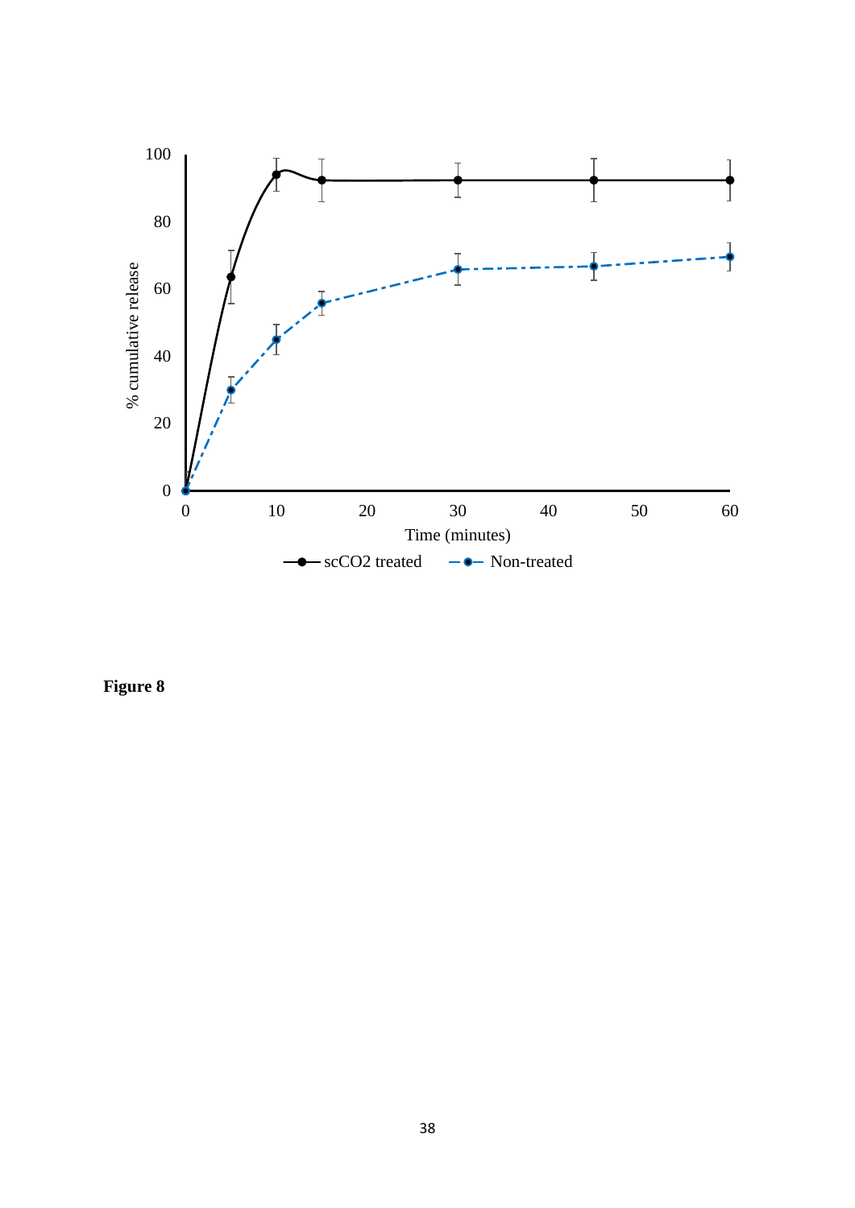100

80

60

40

20

0

% cumulative release

0 10 20 30 40 50 60

Time (minutes)

scCO2 treated

Non-treated

**Figure 8**